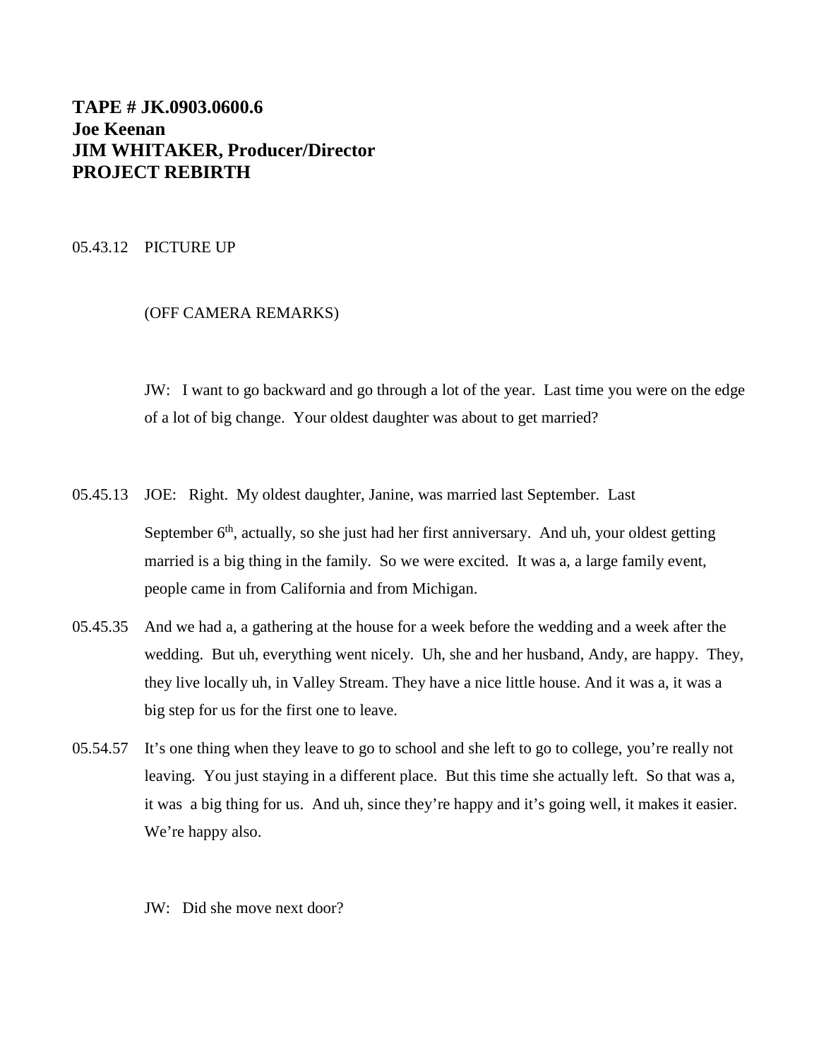**TAPE # JK.0903.0600.6**
**Joe Keenan**
**JIM WHITAKER, Producer/Director**
**PROJECT REBIRTH**

05.43.12 PICTURE UP

(OFF CAMERA REMARKS)

JW: I want to go backward and go through a lot of the year. Last time you were on the edge of a lot of big change. Your oldest daughter was about to get married?

05.45.13 JOE: Right. My oldest daughter, Janine, was married last September. Last September 6th, actually, so she just had her first anniversary. And uh, your oldest getting married is a big thing in the family. So we were excited. It was a, a large family event, people came in from California and from Michigan.

05.45.35 And we had a, a gathering at the house for a week before the wedding and a week after the wedding. But uh, everything went nicely. Uh, she and her husband, Andy, are happy. They, they live locally uh, in Valley Stream. They have a nice little house. And it was a, it was a big step for us for the first one to leave.

05.54.57 It's one thing when they leave to go to school and she left to go to college, you're really not leaving. You just staying in a different place. But this time she actually left. So that was a, it was a big thing for us. And uh, since they're happy and it's going well, it makes it easier. We're happy also.

JW: Did she move next door?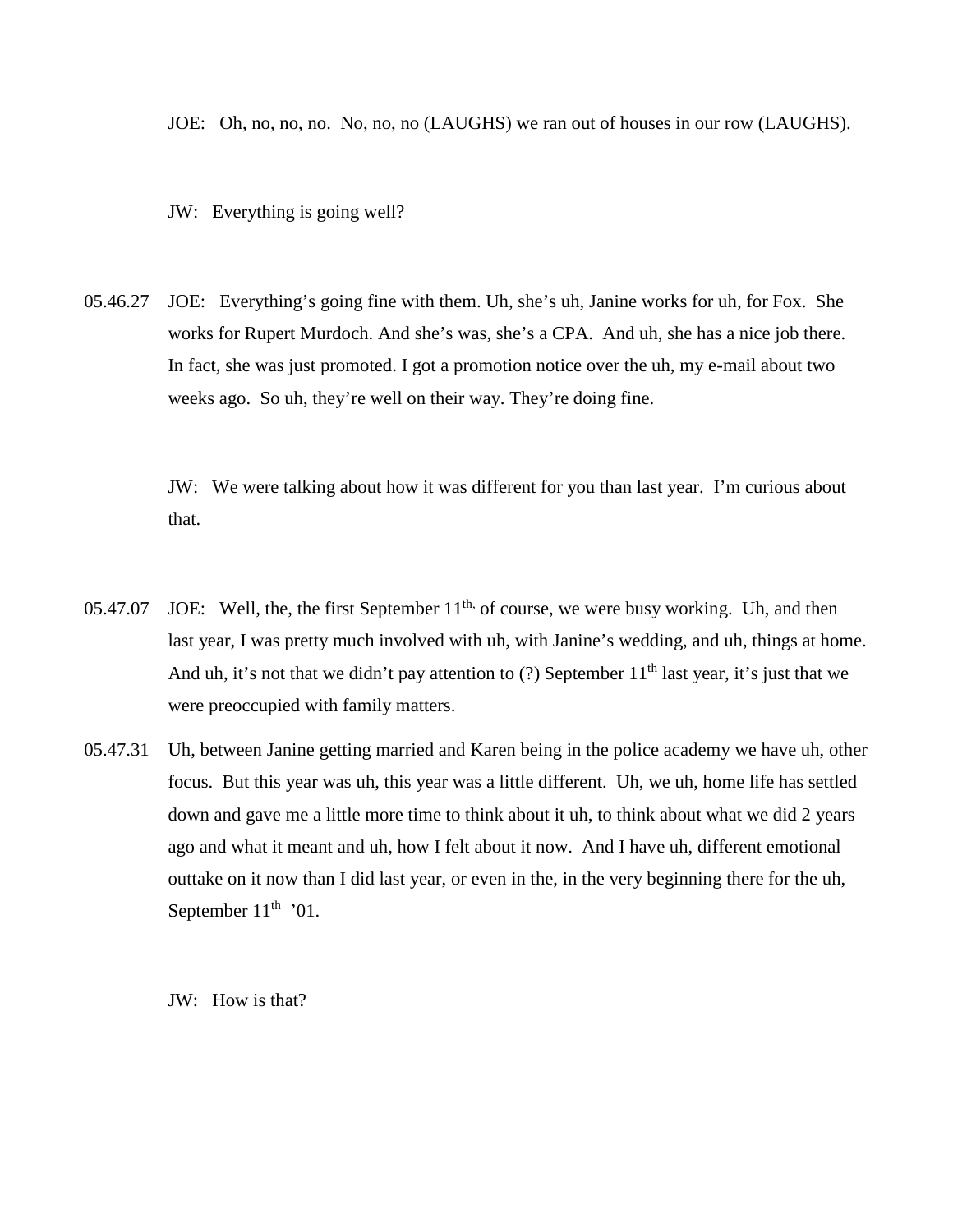JOE: Oh, no, no, no. No, no, no (LAUGHS) we ran out of houses in our row (LAUGHS).

JW: Everything is going well?

05.46.27 JOE: Everything's going fine with them. Uh, she's uh, Janine works for uh, for Fox. She works for Rupert Murdoch. And she's was, she's a CPA. And uh, she has a nice job there. In fact, she was just promoted. I got a promotion notice over the uh, my e-mail about two weeks ago. So uh, they're well on their way. They're doing fine.

JW: We were talking about how it was different for you than last year. I'm curious about that.

05.47.07 JOE: Well, the, the first September 11th, of course, we were busy working. Uh, and then last year, I was pretty much involved with uh, with Janine's wedding, and uh, things at home. And uh, it's not that we didn't pay attention to (?) September 11th last year, it's just that we were preoccupied with family matters.

05.47.31 Uh, between Janine getting married and Karen being in the police academy we have uh, other focus. But this year was uh, this year was a little different. Uh, we uh, home life has settled down and gave me a little more time to think about it uh, to think about what we did 2 years ago and what it meant and uh, how I felt about it now. And I have uh, different emotional outtake on it now than I did last year, or even in the, in the very beginning there for the uh, September 11th '01.

JW: How is that?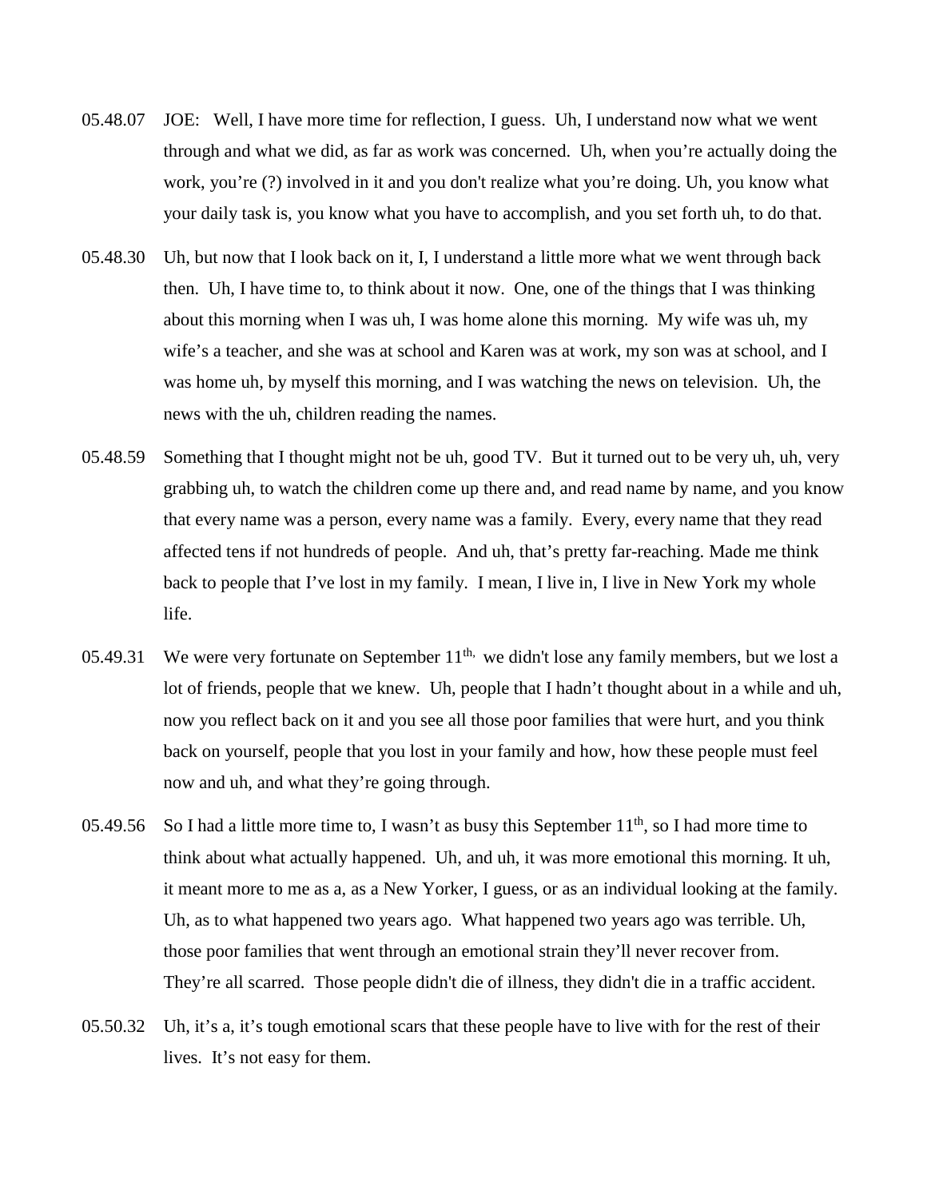05.48.07 JOE: Well, I have more time for reflection, I guess. Uh, I understand now what we went through and what we did, as far as work was concerned. Uh, when you're actually doing the work, you're (?) involved in it and you don't realize what you're doing. Uh, you know what your daily task is, you know what you have to accomplish, and you set forth uh, to do that.

05.48.30 Uh, but now that I look back on it, I, I understand a little more what we went through back then. Uh, I have time to, to think about it now. One, one of the things that I was thinking about this morning when I was uh, I was home alone this morning. My wife was uh, my wife's a teacher, and she was at school and Karen was at work, my son was at school, and I was home uh, by myself this morning, and I was watching the news on television. Uh, the news with the uh, children reading the names.

05.48.59 Something that I thought might not be uh, good TV. But it turned out to be very uh, uh, very grabbing uh, to watch the children come up there and, and read name by name, and you know that every name was a person, every name was a family. Every, every name that they read affected tens if not hundreds of people. And uh, that's pretty far-reaching. Made me think back to people that I've lost in my family. I mean, I live in, I live in New York my whole life.

05.49.31 We were very fortunate on September 11th, we didn't lose any family members, but we lost a lot of friends, people that we knew. Uh, people that I hadn't thought about in a while and uh, now you reflect back on it and you see all those poor families that were hurt, and you think back on yourself, people that you lost in your family and how, how these people must feel now and uh, and what they're going through.

05.49.56 So I had a little more time to, I wasn't as busy this September 11th, so I had more time to think about what actually happened. Uh, and uh, it was more emotional this morning. It uh, it meant more to me as a, as a New Yorker, I guess, or as an individual looking at the family. Uh, as to what happened two years ago. What happened two years ago was terrible. Uh, those poor families that went through an emotional strain they'll never recover from. They're all scarred. Those people didn't die of illness, they didn't die in a traffic accident.

05.50.32 Uh, it's a, it's tough emotional scars that these people have to live with for the rest of their lives. It's not easy for them.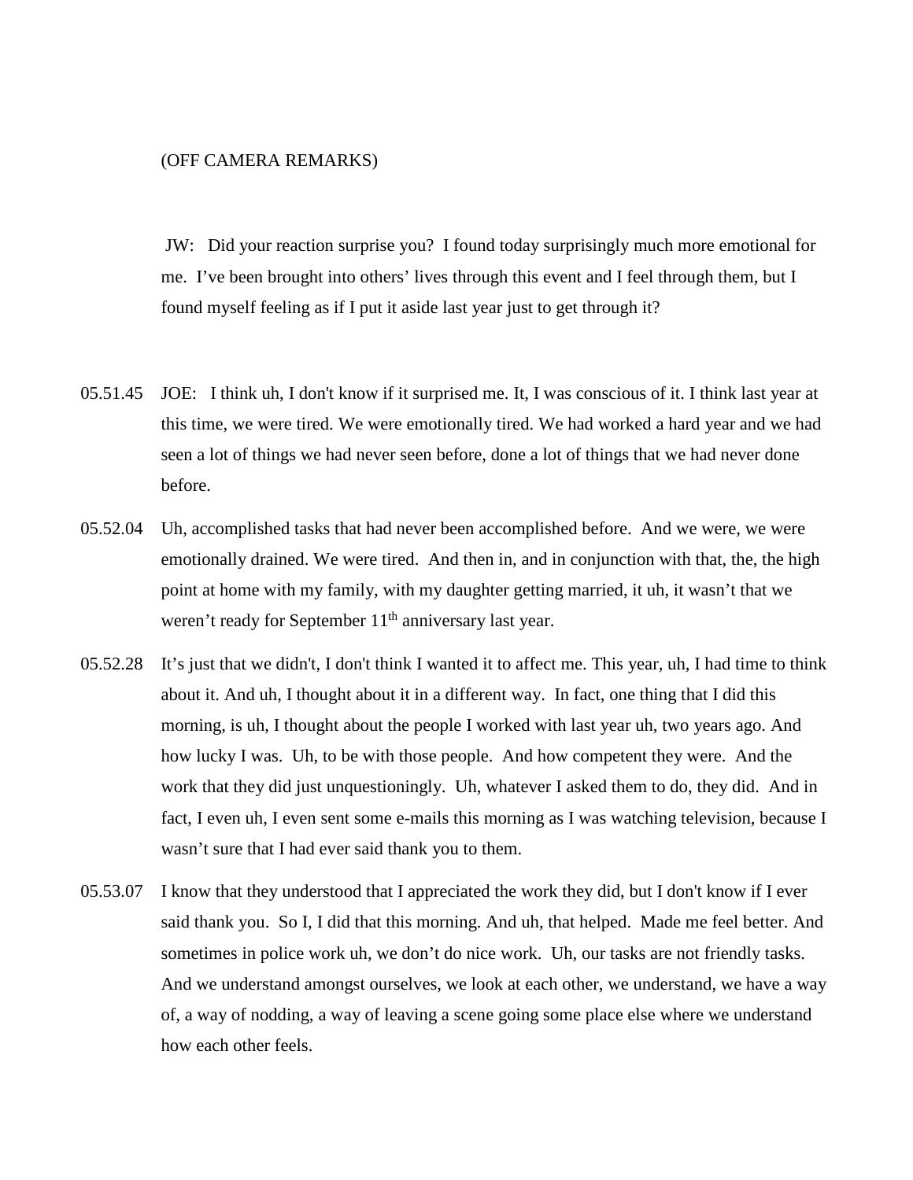(OFF CAMERA REMARKS)

JW: Did your reaction surprise you? I found today surprisingly much more emotional for me. I've been brought into others' lives through this event and I feel through them, but I found myself feeling as if I put it aside last year just to get through it?

05.51.45 JOE: I think uh, I don't know if it surprised me. It, I was conscious of it. I think last year at this time, we were tired. We were emotionally tired. We had worked a hard year and we had seen a lot of things we had never seen before, done a lot of things that we had never done before.

05.52.04 Uh, accomplished tasks that had never been accomplished before. And we were, we were emotionally drained. We were tired. And then in, and in conjunction with that, the, the high point at home with my family, with my daughter getting married, it uh, it wasn't that we weren't ready for September 11th anniversary last year.

05.52.28 It's just that we didn't, I don't think I wanted it to affect me. This year, uh, I had time to think about it. And uh, I thought about it in a different way. In fact, one thing that I did this morning, is uh, I thought about the people I worked with last year uh, two years ago. And how lucky I was. Uh, to be with those people. And how competent they were. And the work that they did just unquestioningly. Uh, whatever I asked them to do, they did. And in fact, I even uh, I even sent some e-mails this morning as I was watching television, because I wasn't sure that I had ever said thank you to them.

05.53.07 I know that they understood that I appreciated the work they did, but I don't know if I ever said thank you. So I, I did that this morning. And uh, that helped. Made me feel better. And sometimes in police work uh, we don't do nice work. Uh, our tasks are not friendly tasks. And we understand amongst ourselves, we look at each other, we understand, we have a way of, a way of nodding, a way of leaving a scene going some place else where we understand how each other feels.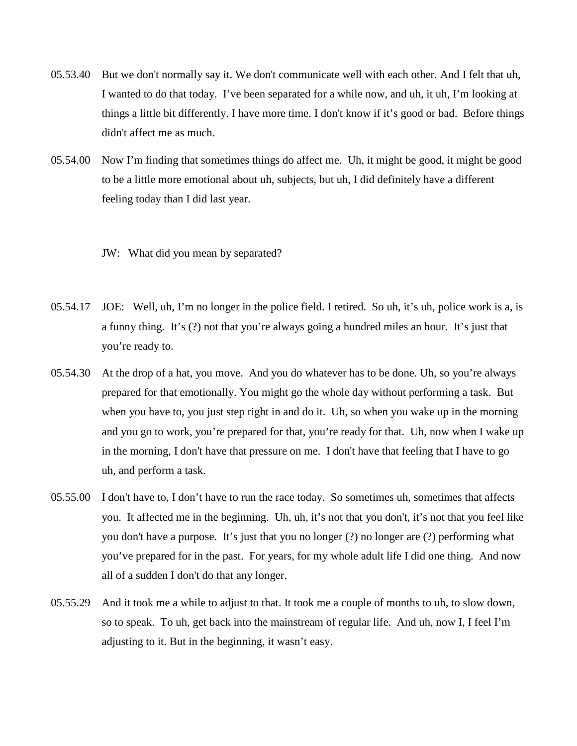05.53.40 But we don't normally say it. We don't communicate well with each other. And I felt that uh, I wanted to do that today. I've been separated for a while now, and uh, it uh, I'm looking at things a little bit differently. I have more time. I don't know if it's good or bad. Before things didn't affect me as much.

05.54.00 Now I'm finding that sometimes things do affect me. Uh, it might be good, it might be good to be a little more emotional about uh, subjects, but uh, I did definitely have a different feeling today than I did last year.

JW: What did you mean by separated?

05.54.17 JOE: Well, uh, I'm no longer in the police field. I retired. So uh, it's uh, police work is a, is a funny thing. It's (?) not that you're always going a hundred miles an hour. It's just that you're ready to.

05.54.30 At the drop of a hat, you move. And you do whatever has to be done. Uh, so you're always prepared for that emotionally. You might go the whole day without performing a task. But when you have to, you just step right in and do it. Uh, so when you wake up in the morning and you go to work, you're prepared for that, you're ready for that. Uh, now when I wake up in the morning, I don't have that pressure on me. I don't have that feeling that I have to go uh, and perform a task.

05.55.00 I don't have to, I don't have to run the race today. So sometimes uh, sometimes that affects you. It affected me in the beginning. Uh, uh, it's not that you don't, it's not that you feel like you don't have a purpose. It's just that you no longer (?) no longer are (?) performing what you've prepared for in the past. For years, for my whole adult life I did one thing. And now all of a sudden I don't do that any longer.

05.55.29 And it took me a while to adjust to that. It took me a couple of months to uh, to slow down, so to speak. To uh, get back into the mainstream of regular life. And uh, now I, I feel I'm adjusting to it. But in the beginning, it wasn't easy.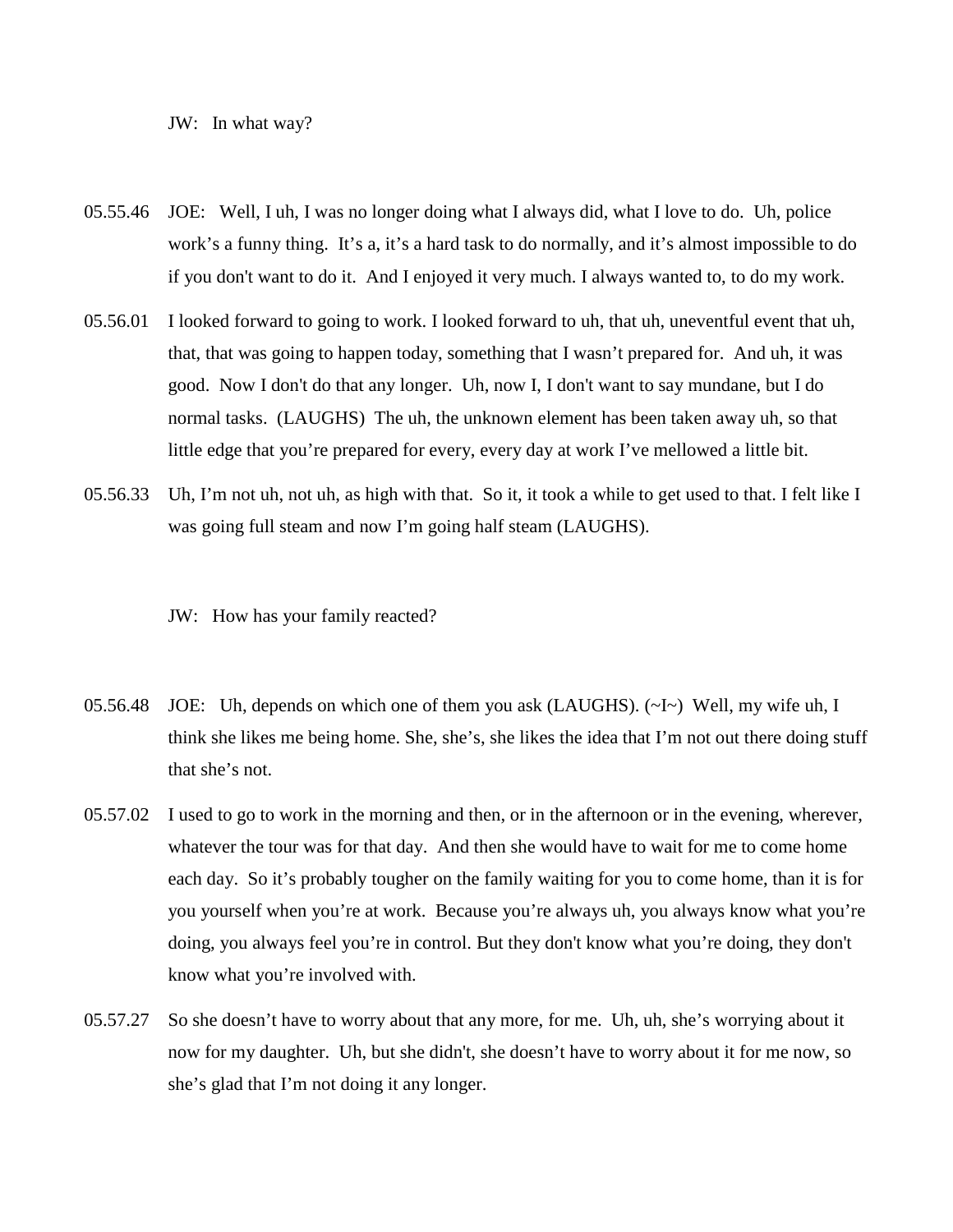JW: In what way?

05.55.46 JOE: Well, I uh, I was no longer doing what I always did, what I love to do. Uh, police work's a funny thing. It's a, it's a hard task to do normally, and it's almost impossible to do if you don't want to do it. And I enjoyed it very much. I always wanted to, to do my work.

05.56.01 I looked forward to going to work. I looked forward to uh, that uh, uneventful event that uh, that, that was going to happen today, something that I wasn't prepared for. And uh, it was good. Now I don't do that any longer. Uh, now I, I don't want to say mundane, but I do normal tasks. (LAUGHS) The uh, the unknown element has been taken away uh, so that little edge that you're prepared for every, every day at work I've mellowed a little bit.

05.56.33 Uh, I'm not uh, not uh, as high with that. So it, it took a while to get used to that. I felt like I was going full steam and now I'm going half steam (LAUGHS).

JW: How has your family reacted?

05.56.48 JOE: Uh, depends on which one of them you ask (LAUGHS). (~I~) Well, my wife uh, I think she likes me being home. She, she's, she likes the idea that I'm not out there doing stuff that she's not.

05.57.02 I used to go to work in the morning and then, or in the afternoon or in the evening, wherever, whatever the tour was for that day. And then she would have to wait for me to come home each day. So it's probably tougher on the family waiting for you to come home, than it is for you yourself when you're at work. Because you're always uh, you always know what you're doing, you always feel you're in control. But they don't know what you're doing, they don't know what you're involved with.

05.57.27 So she doesn't have to worry about that any more, for me. Uh, uh, she's worrying about it now for my daughter. Uh, but she didn't, she doesn't have to worry about it for me now, so she's glad that I'm not doing it any longer.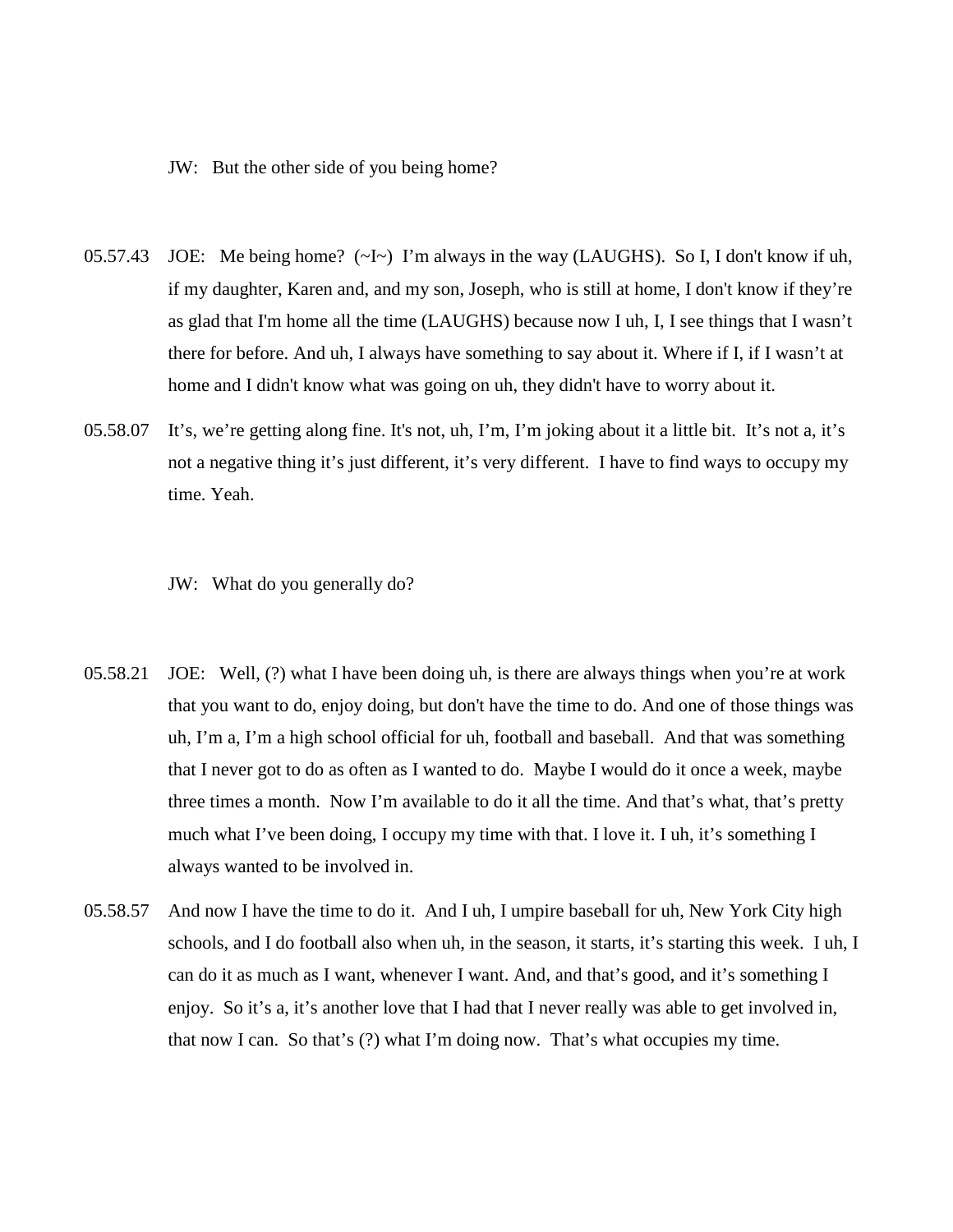JW: But the other side of you being home?

05.57.43 JOE: Me being home? (~I~) I'm always in the way (LAUGHS). So I, I don't know if uh, if my daughter, Karen and, and my son, Joseph, who is still at home, I don't know if they're as glad that I'm home all the time (LAUGHS) because now I uh, I, I see things that I wasn't there for before. And uh, I always have something to say about it. Where if I, if I wasn't at home and I didn't know what was going on uh, they didn't have to worry about it.

05.58.07 It's, we're getting along fine. It's not, uh, I'm, I'm joking about it a little bit. It's not a, it's not a negative thing it's just different, it's very different. I have to find ways to occupy my time. Yeah.

JW: What do you generally do?

05.58.21 JOE: Well, (?) what I have been doing uh, is there are always things when you're at work that you want to do, enjoy doing, but don't have the time to do. And one of those things was uh, I'm a, I'm a high school official for uh, football and baseball. And that was something that I never got to do as often as I wanted to do. Maybe I would do it once a week, maybe three times a month. Now I'm available to do it all the time. And that's what, that's pretty much what I've been doing, I occupy my time with that. I love it. I uh, it's something I always wanted to be involved in.

05.58.57 And now I have the time to do it. And I uh, I umpire baseball for uh, New York City high schools, and I do football also when uh, in the season, it starts, it's starting this week. I uh, I can do it as much as I want, whenever I want. And, and that's good, and it's something I enjoy. So it's a, it's another love that I had that I never really was able to get involved in, that now I can. So that's (?) what I'm doing now. That's what occupies my time.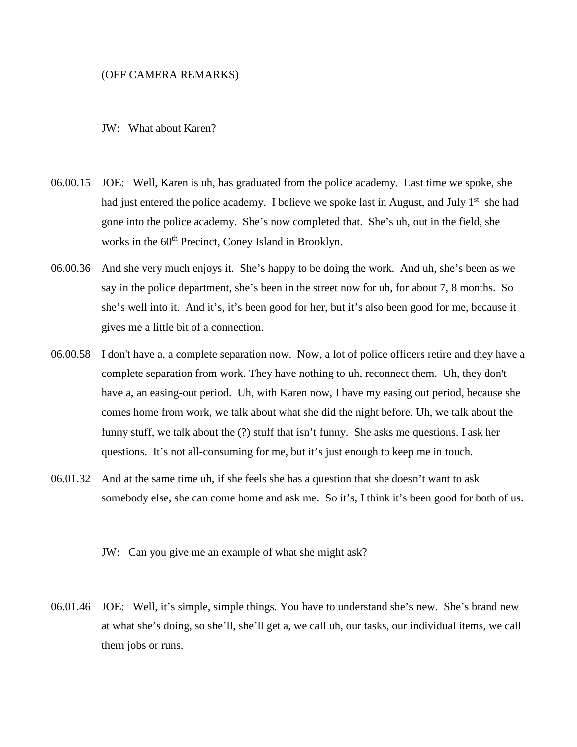(OFF CAMERA REMARKS)

JW: What about Karen?

06.00.15 JOE: Well, Karen is uh, has graduated from the police academy. Last time we spoke, she had just entered the police academy. I believe we spoke last in August, and July 1st she had gone into the police academy. She's now completed that. She's uh, out in the field, she works in the 60th Precinct, Coney Island in Brooklyn.

06.00.36 And she very much enjoys it. She's happy to be doing the work. And uh, she's been as we say in the police department, she's been in the street now for uh, for about 7, 8 months. So she's well into it. And it's, it's been good for her, but it's also been good for me, because it gives me a little bit of a connection.

06.00.58 I don't have a, a complete separation now. Now, a lot of police officers retire and they have a complete separation from work. They have nothing to uh, reconnect them. Uh, they don't have a, an easing-out period. Uh, with Karen now, I have my easing out period, because she comes home from work, we talk about what she did the night before. Uh, we talk about the funny stuff, we talk about the (?) stuff that isn't funny. She asks me questions. I ask her questions. It's not all-consuming for me, but it's just enough to keep me in touch.

06.01.32 And at the same time uh, if she feels she has a question that she doesn't want to ask somebody else, she can come home and ask me. So it's, I think it's been good for both of us.

JW: Can you give me an example of what she might ask?

06.01.46 JOE: Well, it's simple, simple things. You have to understand she's new. She's brand new at what she's doing, so she'll, she'll get a, we call uh, our tasks, our individual items, we call them jobs or runs.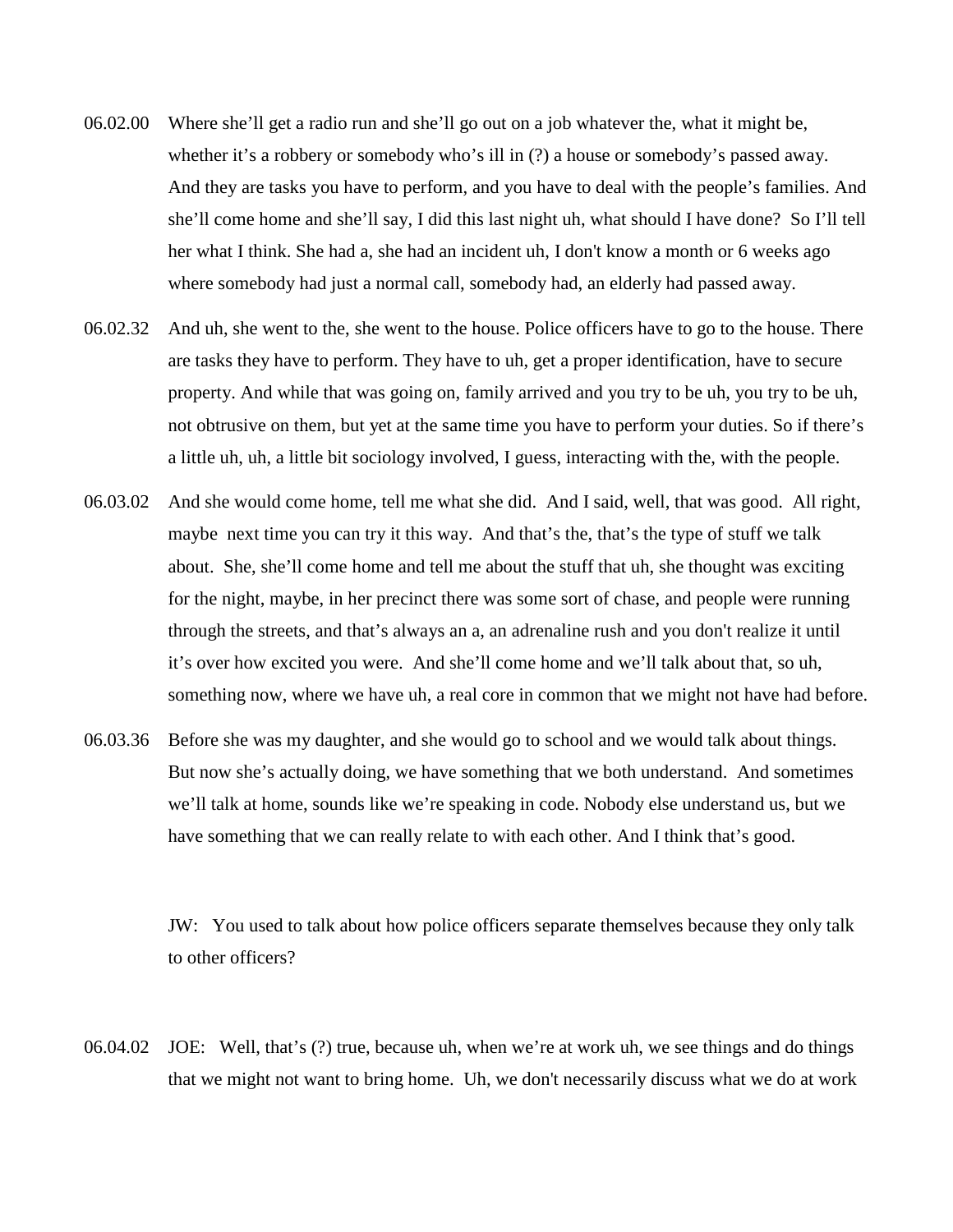06.02.00 Where she'll get a radio run and she'll go out on a job whatever the, what it might be, whether it's a robbery or somebody who's ill in (?) a house or somebody's passed away. And they are tasks you have to perform, and you have to deal with the people's families. And she'll come home and she'll say, I did this last night uh, what should I have done? So I'll tell her what I think. She had a, she had an incident uh, I don't know a month or 6 weeks ago where somebody had just a normal call, somebody had, an elderly had passed away.

06.02.32 And uh, she went to the, she went to the house. Police officers have to go to the house. There are tasks they have to perform. They have to uh, get a proper identification, have to secure property. And while that was going on, family arrived and you try to be uh, you try to be uh, not obtrusive on them, but yet at the same time you have to perform your duties. So if there's a little uh, uh, a little bit sociology involved, I guess, interacting with the, with the people.

06.03.02 And she would come home, tell me what she did. And I said, well, that was good. All right, maybe next time you can try it this way. And that's the, that's the type of stuff we talk about. She, she'll come home and tell me about the stuff that uh, she thought was exciting for the night, maybe, in her precinct there was some sort of chase, and people were running through the streets, and that's always an a, an adrenaline rush and you don't realize it until it's over how excited you were. And she'll come home and we'll talk about that, so uh, something now, where we have uh, a real core in common that we might not have had before.

06.03.36 Before she was my daughter, and she would go to school and we would talk about things. But now she's actually doing, we have something that we both understand. And sometimes we'll talk at home, sounds like we're speaking in code. Nobody else understand us, but we have something that we can really relate to with each other. And I think that's good.

JW: You used to talk about how police officers separate themselves because they only talk to other officers?

06.04.02 JOE: Well, that's (?) true, because uh, when we're at work uh, we see things and do things that we might not want to bring home. Uh, we don't necessarily discuss what we do at work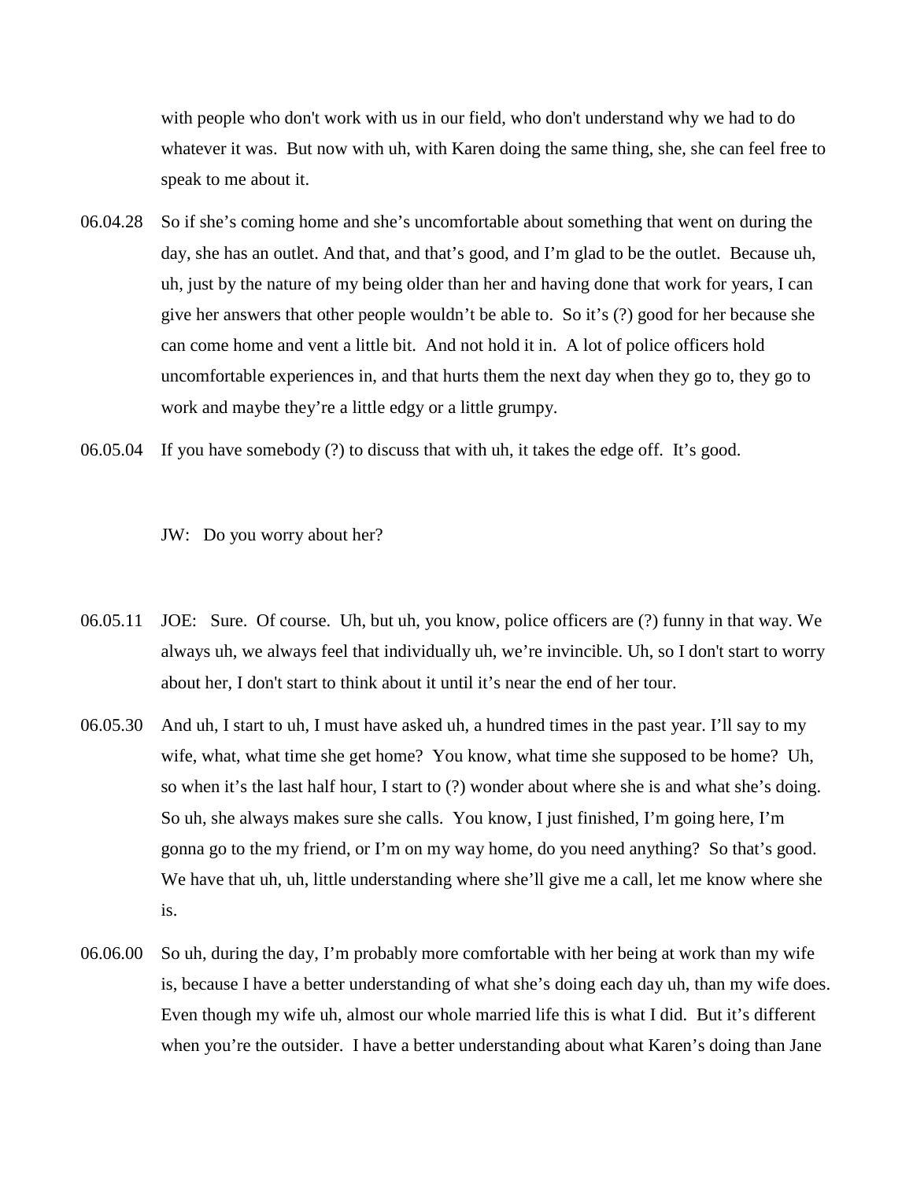with people who don't work with us in our field, who don't understand why we had to do whatever it was. But now with uh, with Karen doing the same thing, she, she can feel free to speak to me about it.

06.04.28 So if she's coming home and she's uncomfortable about something that went on during the day, she has an outlet. And that, and that's good, and I'm glad to be the outlet. Because uh, uh, just by the nature of my being older than her and having done that work for years, I can give her answers that other people wouldn't be able to. So it's (?) good for her because she can come home and vent a little bit. And not hold it in. A lot of police officers hold uncomfortable experiences in, and that hurts them the next day when they go to, they go to work and maybe they're a little edgy or a little grumpy.

06.05.04 If you have somebody (?) to discuss that with uh, it takes the edge off. It's good.

JW: Do you worry about her?

06.05.11 JOE: Sure. Of course. Uh, but uh, you know, police officers are (?) funny in that way. We always uh, we always feel that individually uh, we're invincible. Uh, so I don't start to worry about her, I don't start to think about it until it's near the end of her tour.

06.05.30 And uh, I start to uh, I must have asked uh, a hundred times in the past year. I'll say to my wife, what, what time she get home? You know, what time she supposed to be home? Uh, so when it's the last half hour, I start to (?) wonder about where she is and what she's doing. So uh, she always makes sure she calls. You know, I just finished, I'm going here, I'm gonna go to the my friend, or I'm on my way home, do you need anything? So that's good. We have that uh, uh, little understanding where she'll give me a call, let me know where she is.

06.06.00 So uh, during the day, I'm probably more comfortable with her being at work than my wife is, because I have a better understanding of what she's doing each day uh, than my wife does. Even though my wife uh, almost our whole married life this is what I did. But it's different when you're the outsider. I have a better understanding about what Karen's doing than Jane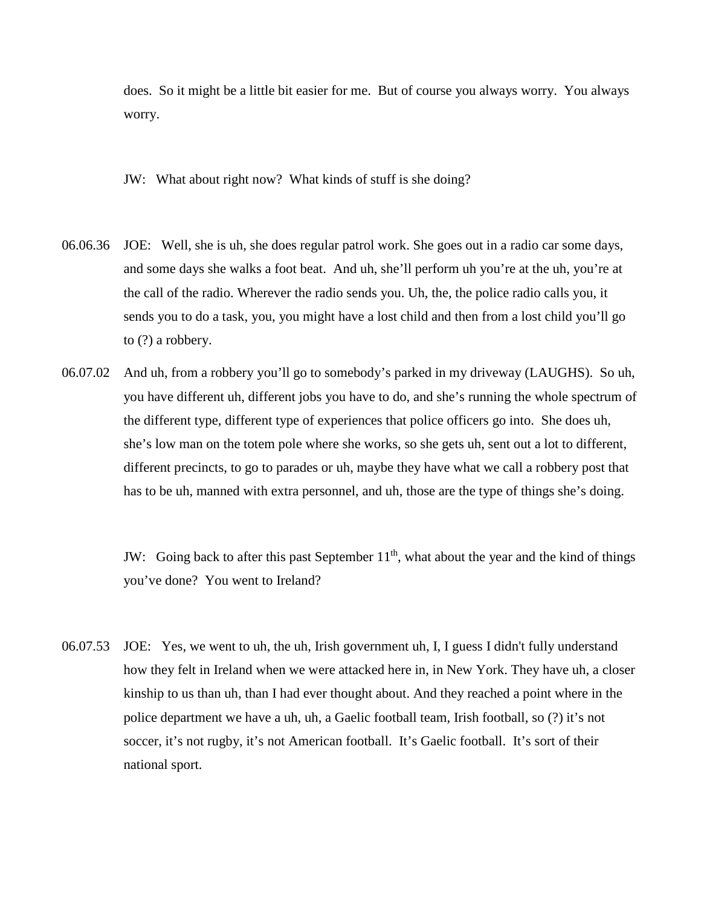does. So it might be a little bit easier for me. But of course you always worry. You always worry.

JW: What about right now? What kinds of stuff is she doing?

06.06.36 JOE: Well, she is uh, she does regular patrol work. She goes out in a radio car some days, and some days she walks a foot beat. And uh, she'll perform uh you're at the uh, you're at the call of the radio. Wherever the radio sends you. Uh, the, the police radio calls you, it sends you to do a task, you, you might have a lost child and then from a lost child you'll go to (?) a robbery.

06.07.02 And uh, from a robbery you'll go to somebody's parked in my driveway (LAUGHS). So uh, you have different uh, different jobs you have to do, and she's running the whole spectrum of the different type, different type of experiences that police officers go into. She does uh, she's low man on the totem pole where she works, so she gets uh, sent out a lot to different, different precincts, to go to parades or uh, maybe they have what we call a robbery post that has to be uh, manned with extra personnel, and uh, those are the type of things she's doing.

JW: Going back to after this past September 11th, what about the year and the kind of things you've done? You went to Ireland?

06.07.53 JOE: Yes, we went to uh, the uh, Irish government uh, I, I guess I didn't fully understand how they felt in Ireland when we were attacked here in, in New York. They have uh, a closer kinship to us than uh, than I had ever thought about. And they reached a point where in the police department we have a uh, uh, a Gaelic football team, Irish football, so (?) it's not soccer, it's not rugby, it's not American football. It's Gaelic football. It's sort of their national sport.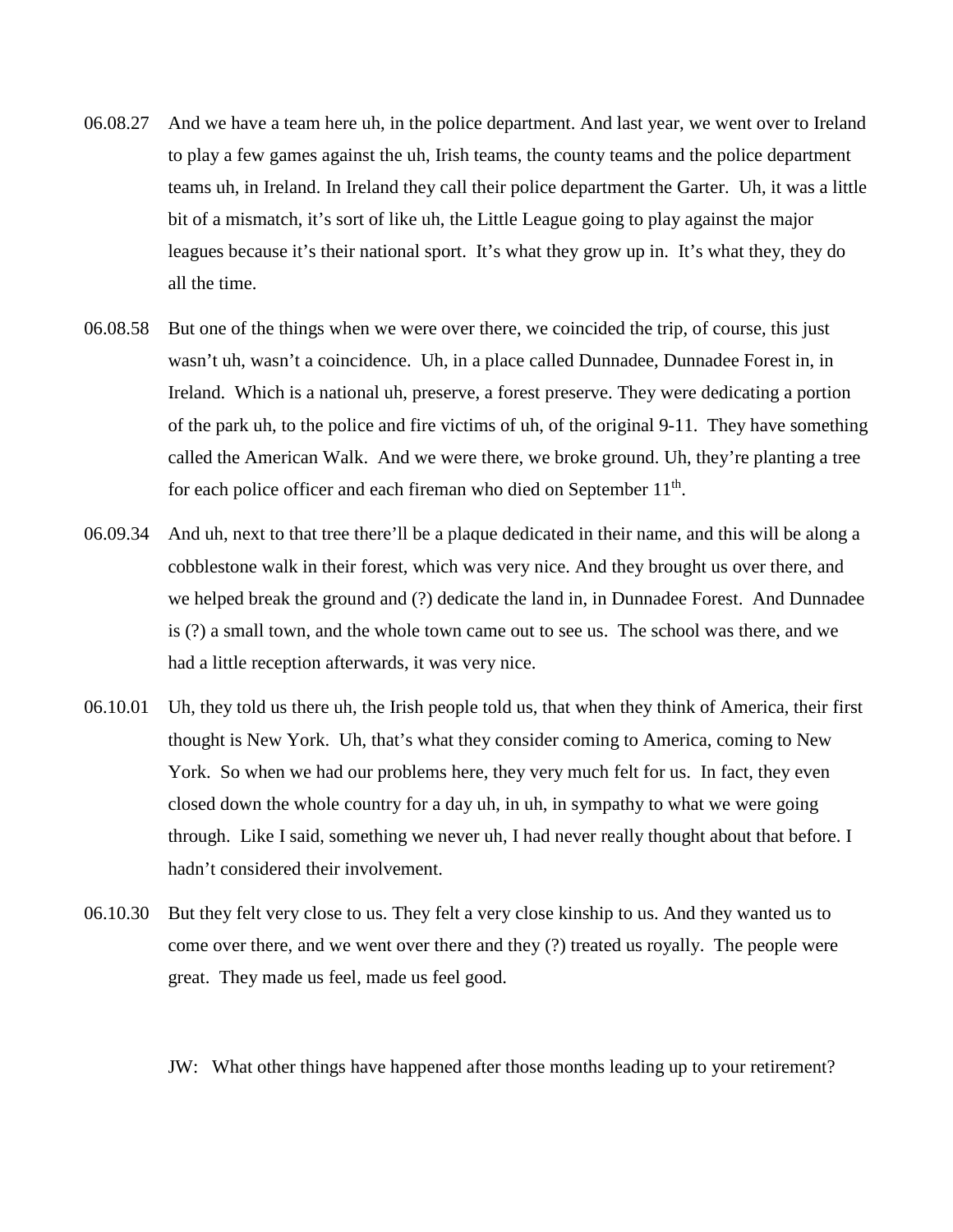06.08.27 And we have a team here uh, in the police department. And last year, we went over to Ireland to play a few games against the uh, Irish teams, the county teams and the police department teams uh, in Ireland. In Ireland they call their police department the Garter. Uh, it was a little bit of a mismatch, it's sort of like uh, the Little League going to play against the major leagues because it's their national sport. It's what they grow up in. It's what they, they do all the time.

06.08.58 But one of the things when we were over there, we coincided the trip, of course, this just wasn't uh, wasn't a coincidence. Uh, in a place called Dunnadee, Dunnadee Forest in, in Ireland. Which is a national uh, preserve, a forest preserve. They were dedicating a portion of the park uh, to the police and fire victims of uh, of the original 9-11. They have something called the American Walk. And we were there, we broke ground. Uh, they're planting a tree for each police officer and each fireman who died on September 11th.

06.09.34 And uh, next to that tree there'll be a plaque dedicated in their name, and this will be along a cobblestone walk in their forest, which was very nice. And they brought us over there, and we helped break the ground and (?) dedicate the land in, in Dunnadee Forest. And Dunnadee is (?) a small town, and the whole town came out to see us. The school was there, and we had a little reception afterwards, it was very nice.

06.10.01 Uh, they told us there uh, the Irish people told us, that when they think of America, their first thought is New York. Uh, that's what they consider coming to America, coming to New York. So when we had our problems here, they very much felt for us. In fact, they even closed down the whole country for a day uh, in uh, in sympathy to what we were going through. Like I said, something we never uh, I had never really thought about that before. I hadn't considered their involvement.

06.10.30 But they felt very close to us. They felt a very close kinship to us. And they wanted us to come over there, and we went over there and they (?) treated us royally. The people were great. They made us feel, made us feel good.

JW: What other things have happened after those months leading up to your retirement?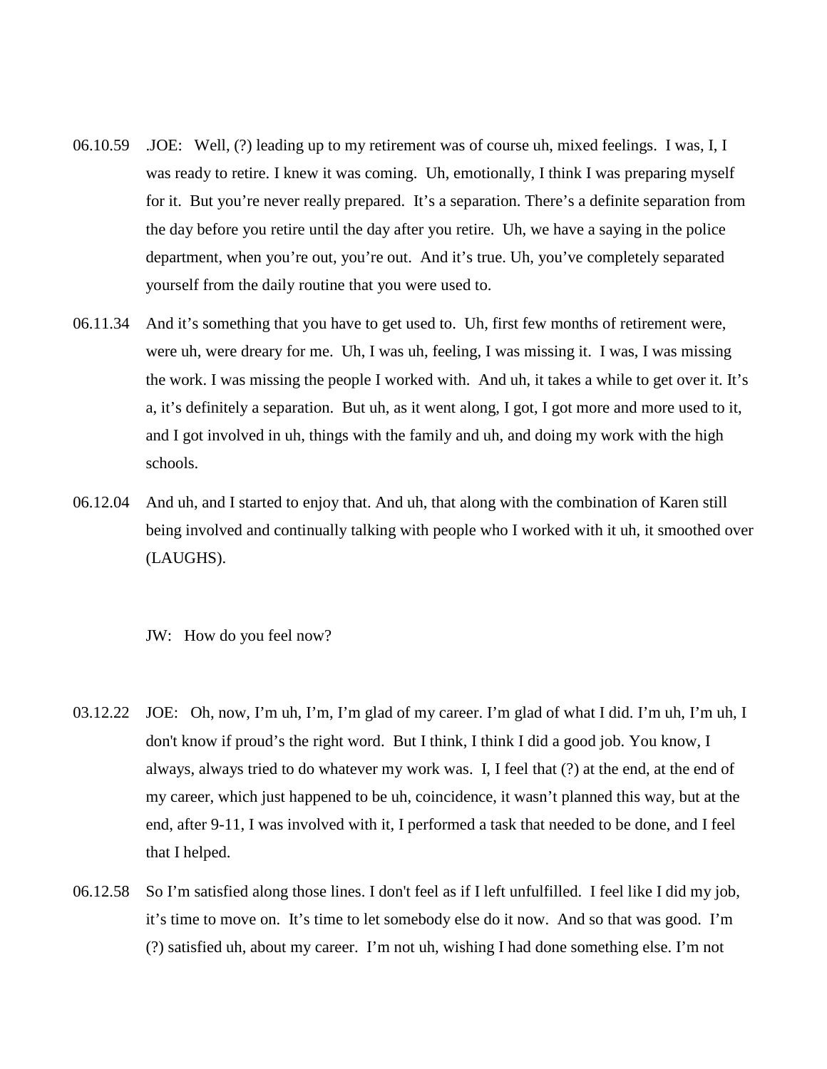06.10.59 .JOE: Well, (?) leading up to my retirement was of course uh, mixed feelings. I was, I, I was ready to retire. I knew it was coming. Uh, emotionally, I think I was preparing myself for it. But you're never really prepared. It's a separation. There's a definite separation from the day before you retire until the day after you retire. Uh, we have a saying in the police department, when you're out, you're out. And it's true. Uh, you've completely separated yourself from the daily routine that you were used to.

06.11.34 And it's something that you have to get used to. Uh, first few months of retirement were, were uh, were dreary for me. Uh, I was uh, feeling, I was missing it. I was, I was missing the work. I was missing the people I worked with. And uh, it takes a while to get over it. It's a, it's definitely a separation. But uh, as it went along, I got, I got more and more used to it, and I got involved in uh, things with the family and uh, and doing my work with the high schools.

06.12.04 And uh, and I started to enjoy that. And uh, that along with the combination of Karen still being involved and continually talking with people who I worked with it uh, it smoothed over (LAUGHS).

JW: How do you feel now?

03.12.22 JOE: Oh, now, I'm uh, I'm, I'm glad of my career. I'm glad of what I did. I'm uh, I'm uh, I don't know if proud's the right word. But I think, I think I did a good job. You know, I always, always tried to do whatever my work was. I, I feel that (?) at the end, at the end of my career, which just happened to be uh, coincidence, it wasn't planned this way, but at the end, after 9-11, I was involved with it, I performed a task that needed to be done, and I feel that I helped.

06.12.58 So I'm satisfied along those lines. I don't feel as if I left unfulfilled. I feel like I did my job, it's time to move on. It's time to let somebody else do it now. And so that was good. I'm (?) satisfied uh, about my career. I'm not uh, wishing I had done something else. I'm not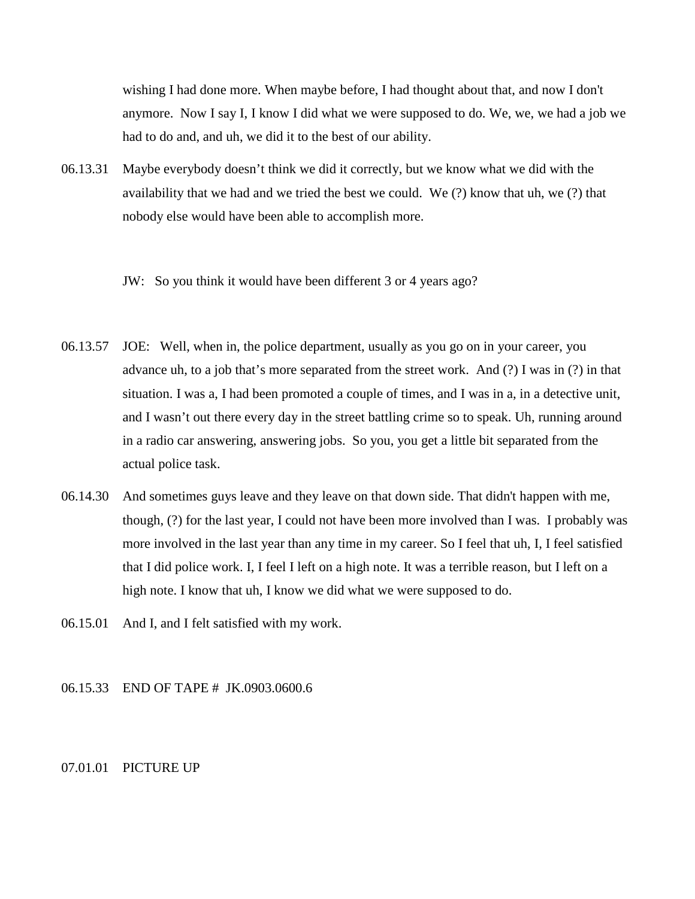wishing I had done more. When maybe before, I had thought about that, and now I don't anymore. Now I say I, I know I did what we were supposed to do. We, we, we had a job we had to do and, and uh, we did it to the best of our ability.

06.13.31 Maybe everybody doesn't think we did it correctly, but we know what we did with the availability that we had and we tried the best we could. We (?) know that uh, we (?) that nobody else would have been able to accomplish more.

JW: So you think it would have been different 3 or 4 years ago?

06.13.57 JOE: Well, when in, the police department, usually as you go on in your career, you advance uh, to a job that's more separated from the street work. And (?) I was in (?) in that situation. I was a, I had been promoted a couple of times, and I was in a, in a detective unit, and I wasn't out there every day in the street battling crime so to speak. Uh, running around in a radio car answering, answering jobs. So you, you get a little bit separated from the actual police task.

06.14.30 And sometimes guys leave and they leave on that down side. That didn't happen with me, though, (?) for the last year, I could not have been more involved than I was. I probably was more involved in the last year than any time in my career. So I feel that uh, I, I feel satisfied that I did police work. I, I feel I left on a high note. It was a terrible reason, but I left on a high note. I know that uh, I know we did what we were supposed to do.

06.15.01 And I, and I felt satisfied with my work.

06.15.33 END OF TAPE # JK.0903.0600.6

07.01.01 PICTURE UP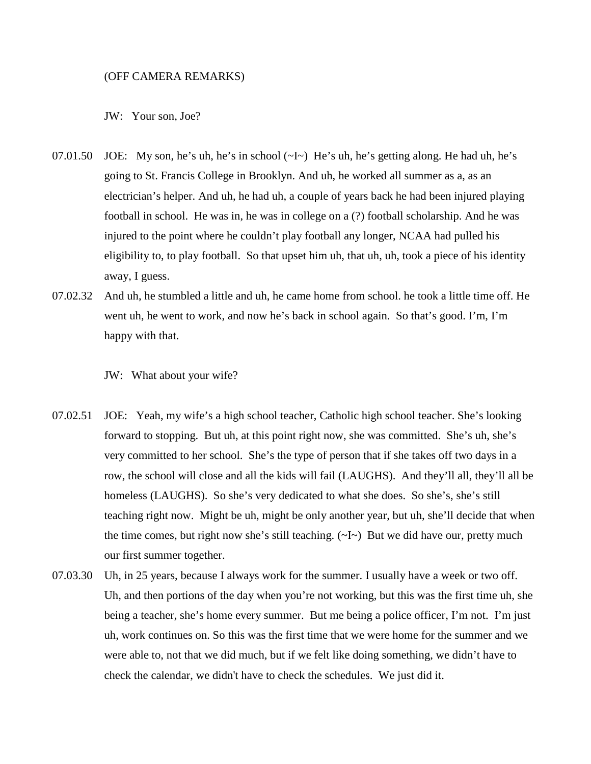(OFF CAMERA REMARKS)

JW: Your son, Joe?

07.01.50 JOE: My son, he's uh, he's in school (~I~) He's uh, he's getting along. He had uh, he's going to St. Francis College in Brooklyn. And uh, he worked all summer as a, as an electrician's helper. And uh, he had uh, a couple of years back he had been injured playing football in school. He was in, he was in college on a (?) football scholarship. And he was injured to the point where he couldn't play football any longer, NCAA had pulled his eligibility to, to play football. So that upset him uh, that uh, uh, took a piece of his identity away, I guess.

07.02.32 And uh, he stumbled a little and uh, he came home from school. he took a little time off. He went uh, he went to work, and now he's back in school again. So that's good. I'm, I'm happy with that.

JW: What about your wife?

07.02.51 JOE: Yeah, my wife's a high school teacher, Catholic high school teacher. She's looking forward to stopping. But uh, at this point right now, she was committed. She's uh, she's very committed to her school. She's the type of person that if she takes off two days in a row, the school will close and all the kids will fail (LAUGHS). And they'll all, they'll all be homeless (LAUGHS). So she's very dedicated to what she does. So she's, she's still teaching right now. Might be uh, might be only another year, but uh, she'll decide that when the time comes, but right now she's still teaching. (~I~) But we did have our, pretty much our first summer together.

07.03.30 Uh, in 25 years, because I always work for the summer. I usually have a week or two off. Uh, and then portions of the day when you're not working, but this was the first time uh, she being a teacher, she's home every summer. But me being a police officer, I'm not. I'm just uh, work continues on. So this was the first time that we were home for the summer and we were able to, not that we did much, but if we felt like doing something, we didn't have to check the calendar, we didn't have to check the schedules. We just did it.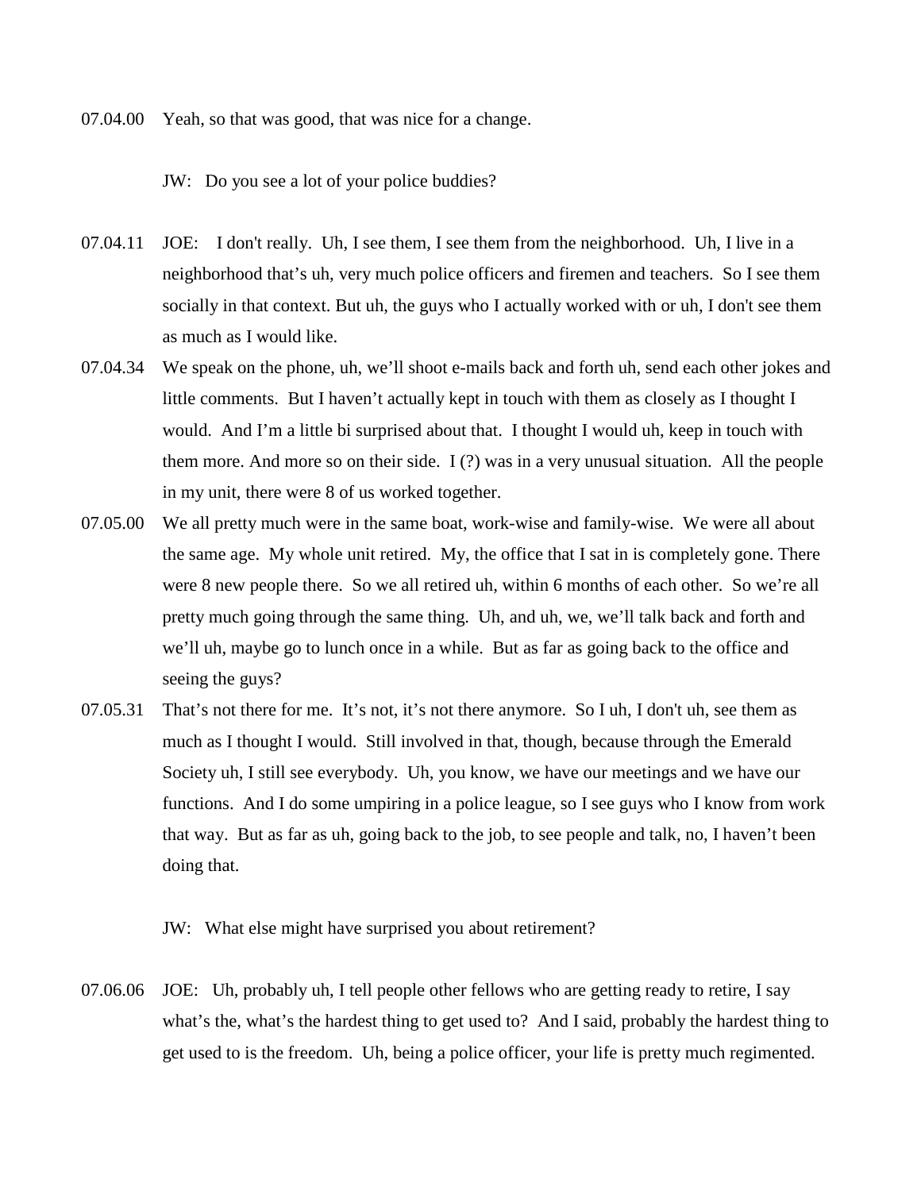07.04.00 Yeah, so that was good, that was nice for a change.

JW: Do you see a lot of your police buddies?

07.04.11 JOE: I don't really. Uh, I see them, I see them from the neighborhood. Uh, I live in a neighborhood that's uh, very much police officers and firemen and teachers. So I see them socially in that context. But uh, the guys who I actually worked with or uh, I don't see them as much as I would like.

07.04.34 We speak on the phone, uh, we'll shoot e-mails back and forth uh, send each other jokes and little comments. But I haven't actually kept in touch with them as closely as I thought I would. And I'm a little bi surprised about that. I thought I would uh, keep in touch with them more. And more so on their side. I (?) was in a very unusual situation. All the people in my unit, there were 8 of us worked together.

07.05.00 We all pretty much were in the same boat, work-wise and family-wise. We were all about the same age. My whole unit retired. My, the office that I sat in is completely gone. There were 8 new people there. So we all retired uh, within 6 months of each other. So we're all pretty much going through the same thing. Uh, and uh, we, we'll talk back and forth and we'll uh, maybe go to lunch once in a while. But as far as going back to the office and seeing the guys?

07.05.31 That's not there for me. It's not, it's not there anymore. So I uh, I don't uh, see them as much as I thought I would. Still involved in that, though, because through the Emerald Society uh, I still see everybody. Uh, you know, we have our meetings and we have our functions. And I do some umpiring in a police league, so I see guys who I know from work that way. But as far as uh, going back to the job, to see people and talk, no, I haven't been doing that.

JW: What else might have surprised you about retirement?

07.06.06 JOE: Uh, probably uh, I tell people other fellows who are getting ready to retire, I say what's the, what's the hardest thing to get used to? And I said, probably the hardest thing to get used to is the freedom. Uh, being a police officer, your life is pretty much regimented.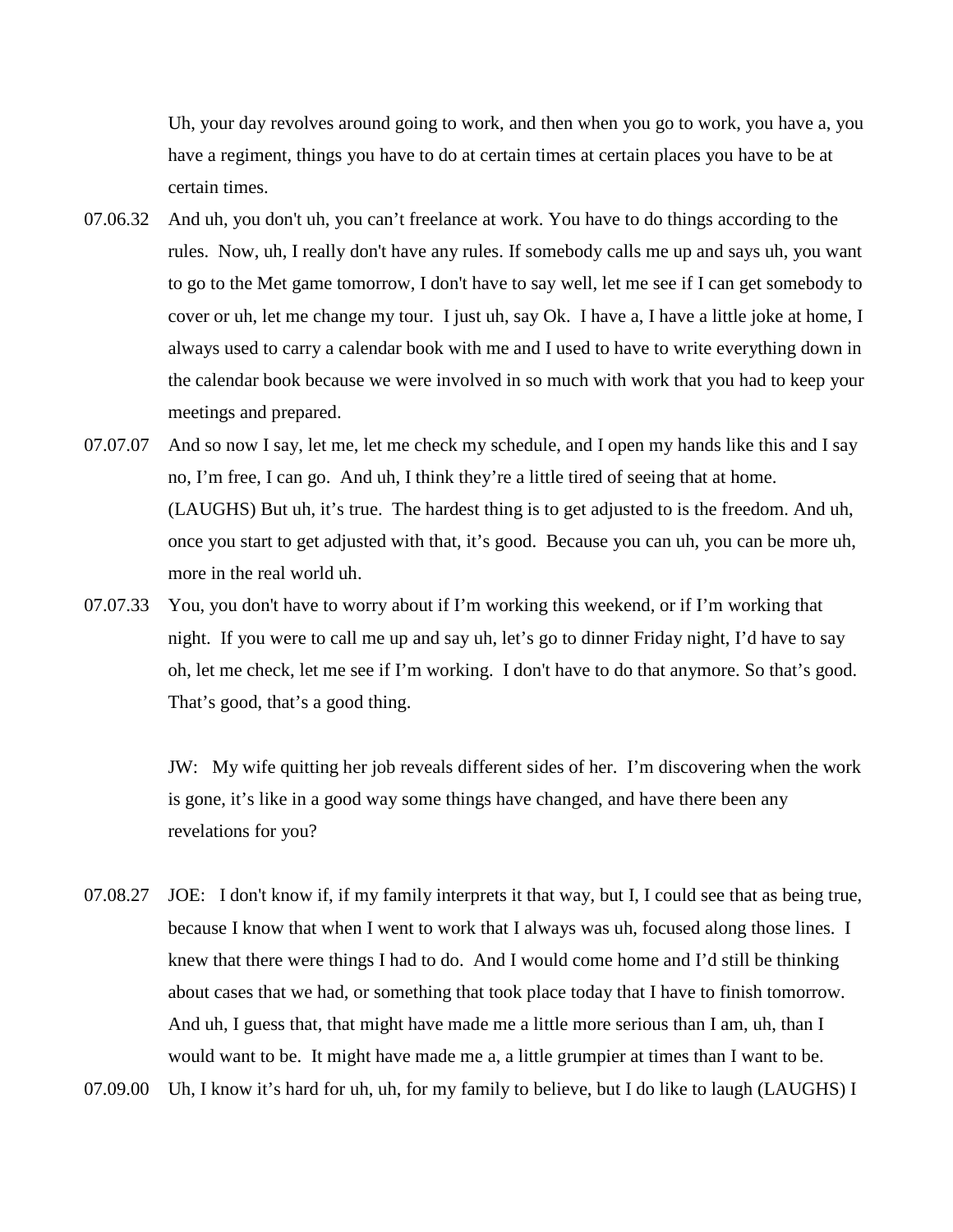Uh, your day revolves around going to work, and then when you go to work, you have a, you have a regiment, things you have to do at certain times at certain places you have to be at certain times.

07.06.32 And uh, you don't uh, you can't freelance at work. You have to do things according to the rules. Now, uh, I really don't have any rules. If somebody calls me up and says uh, you want to go to the Met game tomorrow, I don't have to say well, let me see if I can get somebody to cover or uh, let me change my tour. I just uh, say Ok. I have a, I have a little joke at home, I always used to carry a calendar book with me and I used to have to write everything down in the calendar book because we were involved in so much with work that you had to keep your meetings and prepared.

07.07.07 And so now I say, let me, let me check my schedule, and I open my hands like this and I say no, I'm free, I can go. And uh, I think they're a little tired of seeing that at home. (LAUGHS) But uh, it's true. The hardest thing is to get adjusted to is the freedom. And uh, once you start to get adjusted with that, it's good. Because you can uh, you can be more uh, more in the real world uh.

07.07.33 You, you don't have to worry about if I'm working this weekend, or if I'm working that night. If you were to call me up and say uh, let's go to dinner Friday night, I'd have to say oh, let me check, let me see if I'm working. I don't have to do that anymore. So that's good. That's good, that's a good thing.

JW: My wife quitting her job reveals different sides of her. I'm discovering when the work is gone, it's like in a good way some things have changed, and have there been any revelations for you?

07.08.27 JOE: I don't know if, if my family interprets it that way, but I, I could see that as being true, because I know that when I went to work that I always was uh, focused along those lines. I knew that there were things I had to do. And I would come home and I'd still be thinking about cases that we had, or something that took place today that I have to finish tomorrow. And uh, I guess that, that might have made me a little more serious than I am, uh, than I would want to be. It might have made me a, a little grumpier at times than I want to be.

07.09.00 Uh, I know it's hard for uh, uh, for my family to believe, but I do like to laugh (LAUGHS) I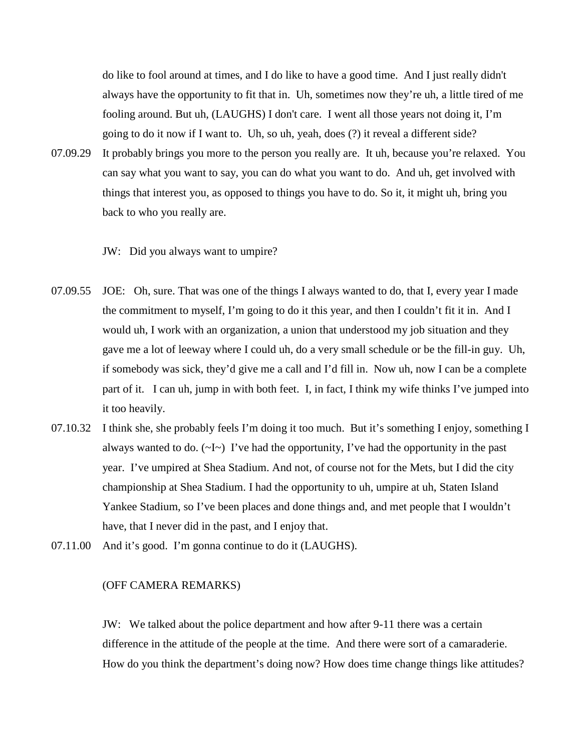do like to fool around at times, and I do like to have a good time. And I just really didn't always have the opportunity to fit that in. Uh, sometimes now they're uh, a little tired of me fooling around. But uh, (LAUGHS) I don't care. I went all those years not doing it, I'm going to do it now if I want to. Uh, so uh, yeah, does (?) it reveal a different side?

07.09.29 It probably brings you more to the person you really are. It uh, because you're relaxed. You can say what you want to say, you can do what you want to do. And uh, get involved with things that interest you, as opposed to things you have to do. So it, it might uh, bring you back to who you really are.

JW: Did you always want to umpire?

07.09.55 JOE: Oh, sure. That was one of the things I always wanted to do, that I, every year I made the commitment to myself, I'm going to do it this year, and then I couldn't fit it in. And I would uh, I work with an organization, a union that understood my job situation and they gave me a lot of leeway where I could uh, do a very small schedule or be the fill-in guy. Uh, if somebody was sick, they'd give me a call and I'd fill in. Now uh, now I can be a complete part of it. I can uh, jump in with both feet. I, in fact, I think my wife thinks I've jumped into it too heavily.

07.10.32 I think she, she probably feels I'm doing it too much. But it's something I enjoy, something I always wanted to do. (~I~) I've had the opportunity, I've had the opportunity in the past year. I've umpired at Shea Stadium. And not, of course not for the Mets, but I did the city championship at Shea Stadium. I had the opportunity to uh, umpire at uh, Staten Island Yankee Stadium, so I've been places and done things and, and met people that I wouldn't have, that I never did in the past, and I enjoy that.

07.11.00 And it's good. I'm gonna continue to do it (LAUGHS).

(OFF CAMERA REMARKS)

JW: We talked about the police department and how after 9-11 there was a certain difference in the attitude of the people at the time. And there were sort of a camaraderie. How do you think the department's doing now? How does time change things like attitudes?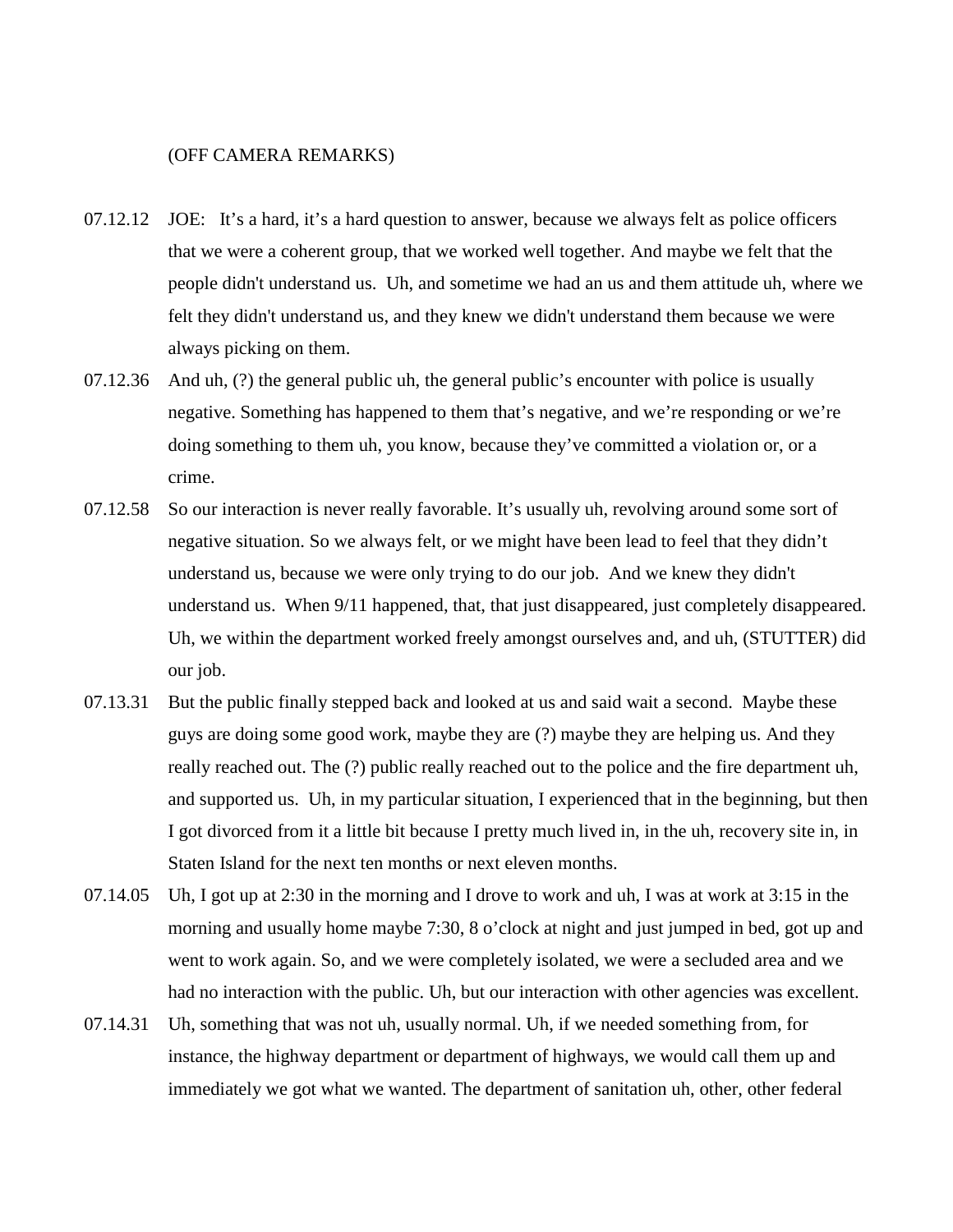(OFF CAMERA REMARKS)

07.12.12 JOE: It's a hard, it's a hard question to answer, because we always felt as police officers that we were a coherent group, that we worked well together. And maybe we felt that the people didn't understand us. Uh, and sometime we had an us and them attitude uh, where we felt they didn't understand us, and they knew we didn't understand them because we were always picking on them.

07.12.36 And uh, (?) the general public uh, the general public's encounter with police is usually negative. Something has happened to them that's negative, and we're responding or we're doing something to them uh, you know, because they've committed a violation or, or a crime.

07.12.58 So our interaction is never really favorable. It's usually uh, revolving around some sort of negative situation. So we always felt, or we might have been lead to feel that they didn't understand us, because we were only trying to do our job. And we knew they didn't understand us. When 9/11 happened, that, that just disappeared, just completely disappeared. Uh, we within the department worked freely amongst ourselves and, and uh, (STUTTER) did our job.

07.13.31 But the public finally stepped back and looked at us and said wait a second. Maybe these guys are doing some good work, maybe they are (?) maybe they are helping us. And they really reached out. The (?) public really reached out to the police and the fire department uh, and supported us. Uh, in my particular situation, I experienced that in the beginning, but then I got divorced from it a little bit because I pretty much lived in, in the uh, recovery site in, in Staten Island for the next ten months or next eleven months.

07.14.05 Uh, I got up at 2:30 in the morning and I drove to work and uh, I was at work at 3:15 in the morning and usually home maybe 7:30, 8 o'clock at night and just jumped in bed, got up and went to work again. So, and we were completely isolated, we were a secluded area and we had no interaction with the public. Uh, but our interaction with other agencies was excellent.

07.14.31 Uh, something that was not uh, usually normal. Uh, if we needed something from, for instance, the highway department or department of highways, we would call them up and immediately we got what we wanted. The department of sanitation uh, other, other federal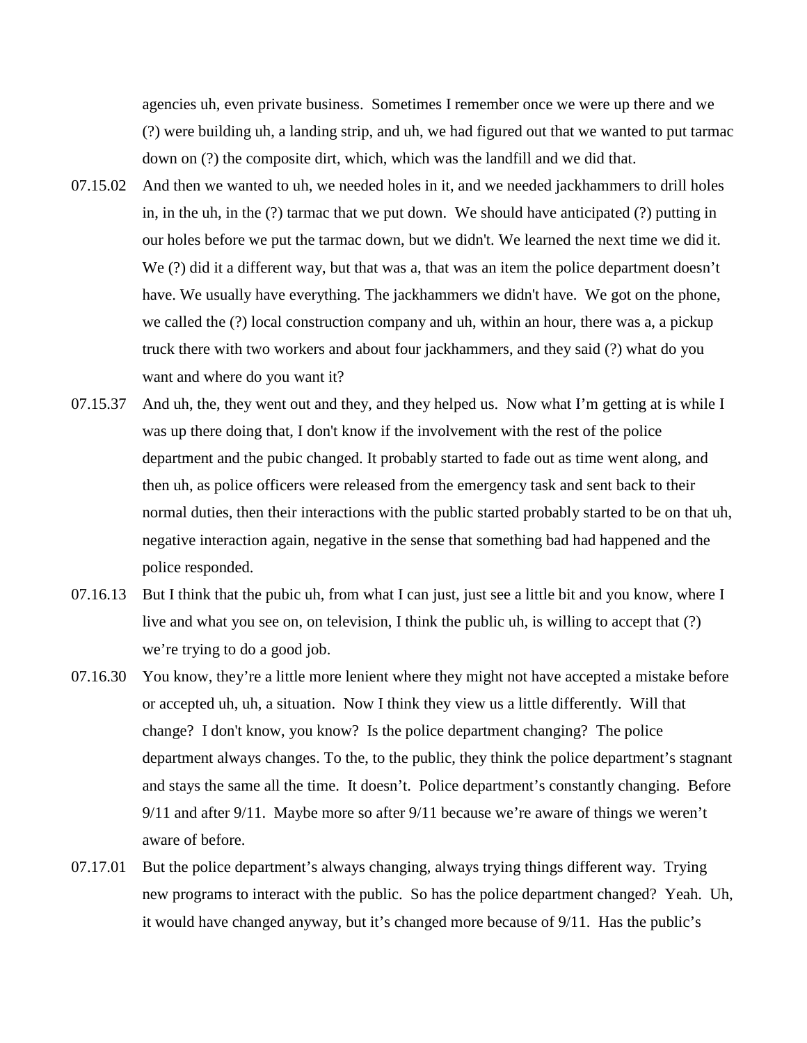agencies uh, even private business. Sometimes I remember once we were up there and we (?) were building uh, a landing strip, and uh, we had figured out that we wanted to put tarmac down on (?) the composite dirt, which, which was the landfill and we did that.

07.15.02 And then we wanted to uh, we needed holes in it, and we needed jackhammers to drill holes in, in the uh, in the (?) tarmac that we put down. We should have anticipated (?) putting in our holes before we put the tarmac down, but we didn't. We learned the next time we did it. We (?) did it a different way, but that was a, that was an item the police department doesn't have. We usually have everything. The jackhammers we didn't have. We got on the phone, we called the (?) local construction company and uh, within an hour, there was a, a pickup truck there with two workers and about four jackhammers, and they said (?) what do you want and where do you want it?

07.15.37 And uh, the, they went out and they, and they helped us. Now what I'm getting at is while I was up there doing that, I don't know if the involvement with the rest of the police department and the pubic changed. It probably started to fade out as time went along, and then uh, as police officers were released from the emergency task and sent back to their normal duties, then their interactions with the public started probably started to be on that uh, negative interaction again, negative in the sense that something bad had happened and the police responded.

07.16.13 But I think that the pubic uh, from what I can just, just see a little bit and you know, where I live and what you see on, on television, I think the public uh, is willing to accept that (?) we're trying to do a good job.

07.16.30 You know, they're a little more lenient where they might not have accepted a mistake before or accepted uh, uh, a situation. Now I think they view us a little differently. Will that change? I don't know, you know? Is the police department changing? The police department always changes. To the, to the public, they think the police department's stagnant and stays the same all the time. It doesn't. Police department's constantly changing. Before 9/11 and after 9/11. Maybe more so after 9/11 because we're aware of things we weren't aware of before.

07.17.01 But the police department's always changing, always trying things different way. Trying new programs to interact with the public. So has the police department changed? Yeah. Uh, it would have changed anyway, but it's changed more because of 9/11. Has the public's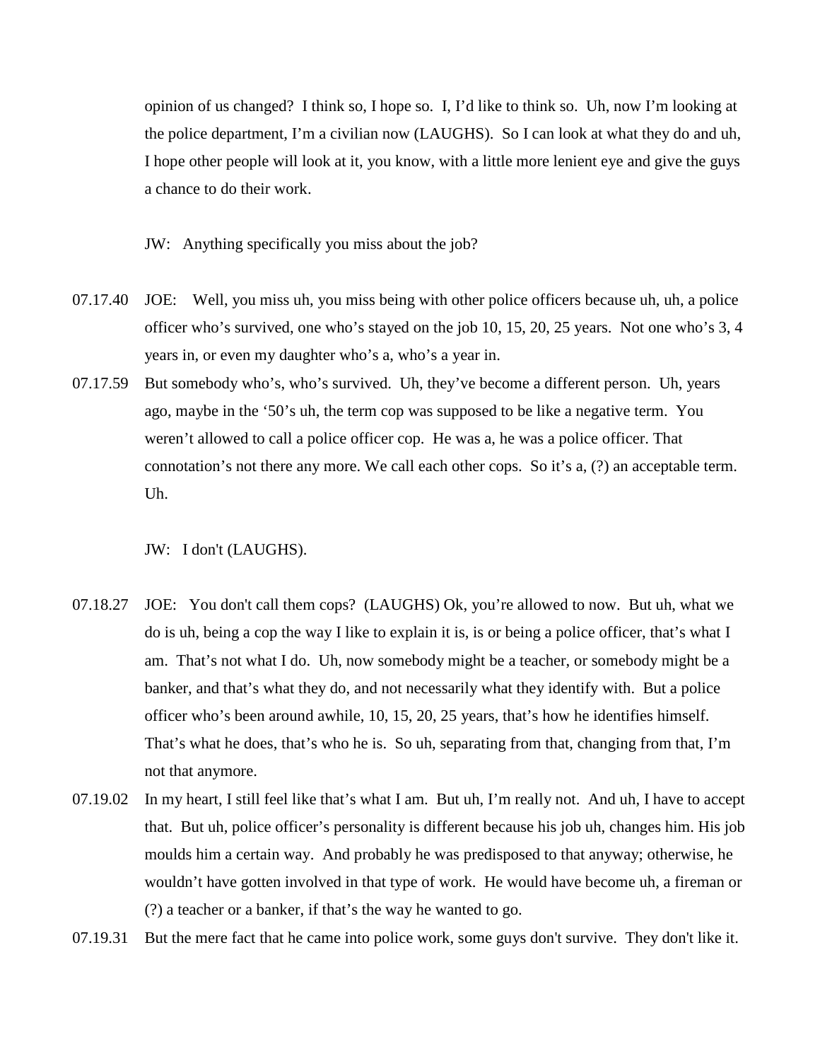opinion of us changed? I think so, I hope so. I, I'd like to think so. Uh, now I'm looking at the police department, I'm a civilian now (LAUGHS). So I can look at what they do and uh, I hope other people will look at it, you know, with a little more lenient eye and give the guys a chance to do their work.

JW: Anything specifically you miss about the job?

07.17.40 JOE: Well, you miss uh, you miss being with other police officers because uh, uh, a police officer who's survived, one who's stayed on the job 10, 15, 20, 25 years. Not one who's 3, 4 years in, or even my daughter who's a, who's a year in.

07.17.59 But somebody who's, who's survived. Uh, they've become a different person. Uh, years ago, maybe in the '50's uh, the term cop was supposed to be like a negative term. You weren't allowed to call a police officer cop. He was a, he was a police officer. That connotation's not there any more. We call each other cops. So it's a, (?) an acceptable term. Uh.

JW: I don't (LAUGHS).

07.18.27 JOE: You don't call them cops? (LAUGHS) Ok, you're allowed to now. But uh, what we do is uh, being a cop the way I like to explain it is, is or being a police officer, that's what I am. That's not what I do. Uh, now somebody might be a teacher, or somebody might be a banker, and that's what they do, and not necessarily what they identify with. But a police officer who's been around awhile, 10, 15, 20, 25 years, that's how he identifies himself. That's what he does, that's who he is. So uh, separating from that, changing from that, I'm not that anymore.

07.19.02 In my heart, I still feel like that's what I am. But uh, I'm really not. And uh, I have to accept that. But uh, police officer's personality is different because his job uh, changes him. His job moulds him a certain way. And probably he was predisposed to that anyway; otherwise, he wouldn't have gotten involved in that type of work. He would have become uh, a fireman or (?) a teacher or a banker, if that's the way he wanted to go.

07.19.31 But the mere fact that he came into police work, some guys don't survive. They don't like it.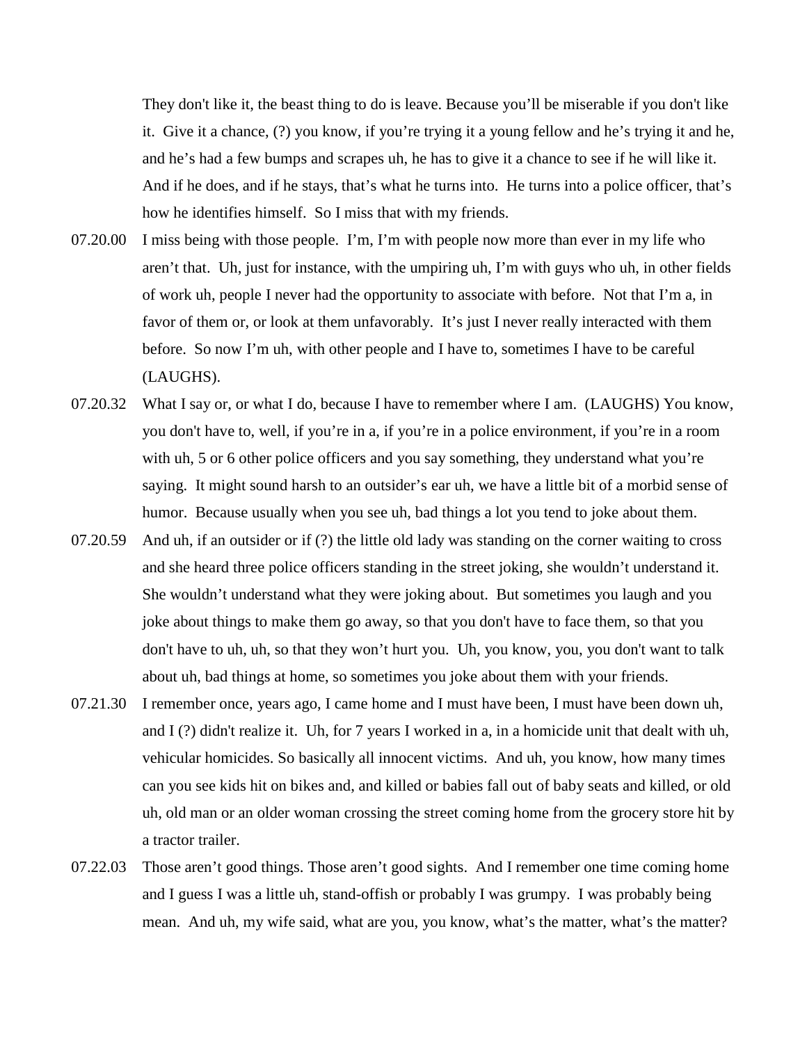They don't like it, the beast thing to do is leave. Because you'll be miserable if you don't like it. Give it a chance, (?) you know, if you're trying it a young fellow and he's trying it and he, and he's had a few bumps and scrapes uh, he has to give it a chance to see if he will like it. And if he does, and if he stays, that's what he turns into. He turns into a police officer, that's how he identifies himself. So I miss that with my friends.

07.20.00 I miss being with those people. I'm, I'm with people now more than ever in my life who aren't that. Uh, just for instance, with the umpiring uh, I'm with guys who uh, in other fields of work uh, people I never had the opportunity to associate with before. Not that I'm a, in favor of them or, or look at them unfavorably. It's just I never really interacted with them before. So now I'm uh, with other people and I have to, sometimes I have to be careful (LAUGHS).

07.20.32 What I say or, or what I do, because I have to remember where I am. (LAUGHS) You know, you don't have to, well, if you're in a, if you're in a police environment, if you're in a room with uh, 5 or 6 other police officers and you say something, they understand what you're saying. It might sound harsh to an outsider's ear uh, we have a little bit of a morbid sense of humor. Because usually when you see uh, bad things a lot you tend to joke about them.

07.20.59 And uh, if an outsider or if (?) the little old lady was standing on the corner waiting to cross and she heard three police officers standing in the street joking, she wouldn't understand it. She wouldn't understand what they were joking about. But sometimes you laugh and you joke about things to make them go away, so that you don't have to face them, so that you don't have to uh, uh, so that they won't hurt you. Uh, you know, you, you don't want to talk about uh, bad things at home, so sometimes you joke about them with your friends.

07.21.30 I remember once, years ago, I came home and I must have been, I must have been down uh, and I (?) didn't realize it. Uh, for 7 years I worked in a, in a homicide unit that dealt with uh, vehicular homicides. So basically all innocent victims. And uh, you know, how many times can you see kids hit on bikes and, and killed or babies fall out of baby seats and killed, or old uh, old man or an older woman crossing the street coming home from the grocery store hit by a tractor trailer.

07.22.03 Those aren't good things. Those aren't good sights. And I remember one time coming home and I guess I was a little uh, stand-offish or probably I was grumpy. I was probably being mean. And uh, my wife said, what are you, you know, what's the matter, what's the matter?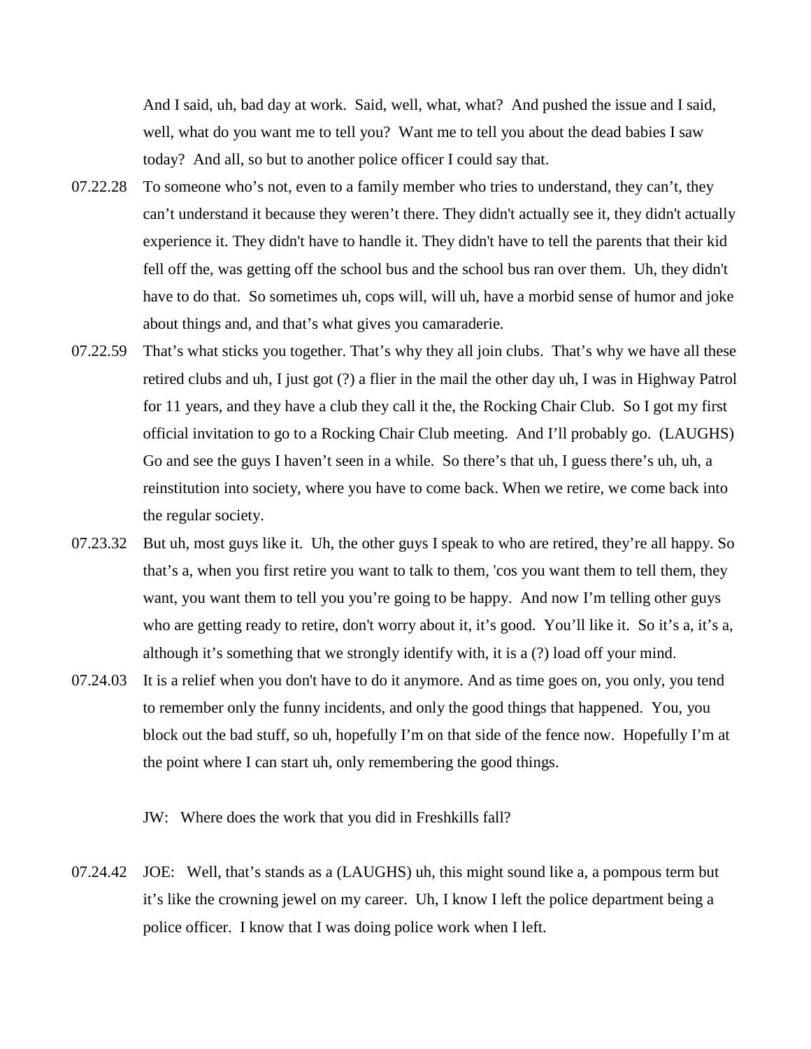And I said, uh, bad day at work. Said, well, what, what? And pushed the issue and I said, well, what do you want me to tell you? Want me to tell you about the dead babies I saw today? And all, so but to another police officer I could say that.

07.22.28 To someone who's not, even to a family member who tries to understand, they can't, they can't understand it because they weren't there. They didn't actually see it, they didn't actually experience it. They didn't have to handle it. They didn't have to tell the parents that their kid fell off the, was getting off the school bus and the school bus ran over them. Uh, they didn't have to do that. So sometimes uh, cops will, will uh, have a morbid sense of humor and joke about things and, and that's what gives you camaraderie.

07.22.59 That's what sticks you together. That's why they all join clubs. That's why we have all these retired clubs and uh, I just got (?) a flier in the mail the other day uh, I was in Highway Patrol for 11 years, and they have a club they call it the, the Rocking Chair Club. So I got my first official invitation to go to a Rocking Chair Club meeting. And I'll probably go. (LAUGHS) Go and see the guys I haven't seen in a while. So there's that uh, I guess there's uh, uh, a reinstitution into society, where you have to come back. When we retire, we come back into the regular society.

07.23.32 But uh, most guys like it. Uh, the other guys I speak to who are retired, they're all happy. So that's a, when you first retire you want to talk to them, 'cos you want them to tell them, they want, you want them to tell you you're going to be happy. And now I'm telling other guys who are getting ready to retire, don't worry about it, it's good. You'll like it. So it's a, it's a, although it's something that we strongly identify with, it is a (?) load off your mind.

07.24.03 It is a relief when you don't have to do it anymore. And as time goes on, you only, you tend to remember only the funny incidents, and only the good things that happened. You, you block out the bad stuff, so uh, hopefully I'm on that side of the fence now. Hopefully I'm at the point where I can start uh, only remembering the good things.

JW: Where does the work that you did in Freshkills fall?

07.24.42 JOE: Well, that's stands as a (LAUGHS) uh, this might sound like a, a pompous term but it's like the crowning jewel on my career. Uh, I know I left the police department being a police officer. I know that I was doing police work when I left.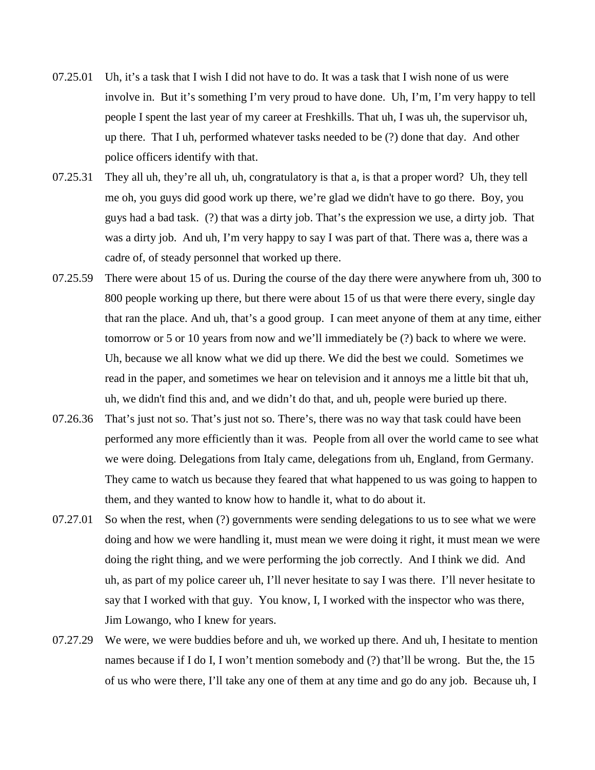07.25.01 Uh, it's a task that I wish I did not have to do. It was a task that I wish none of us were involve in. But it's something I'm very proud to have done. Uh, I'm, I'm very happy to tell people I spent the last year of my career at Freshkills. That uh, I was uh, the supervisor uh, up there. That I uh, performed whatever tasks needed to be (?) done that day. And other police officers identify with that.

07.25.31 They all uh, they're all uh, uh, congratulatory is that a, is that a proper word? Uh, they tell me oh, you guys did good work up there, we're glad we didn't have to go there. Boy, you guys had a bad task. (?) that was a dirty job. That's the expression we use, a dirty job. That was a dirty job. And uh, I'm very happy to say I was part of that. There was a, there was a cadre of, of steady personnel that worked up there.

07.25.59 There were about 15 of us. During the course of the day there were anywhere from uh, 300 to 800 people working up there, but there were about 15 of us that were there every, single day that ran the place. And uh, that's a good group. I can meet anyone of them at any time, either tomorrow or 5 or 10 years from now and we'll immediately be (?) back to where we were. Uh, because we all know what we did up there. We did the best we could. Sometimes we read in the paper, and sometimes we hear on television and it annoys me a little bit that uh, uh, we didn't find this and, and we didn't do that, and uh, people were buried up there.

07.26.36 That's just not so. That's just not so. There's, there was no way that task could have been performed any more efficiently than it was. People from all over the world came to see what we were doing. Delegations from Italy came, delegations from uh, England, from Germany. They came to watch us because they feared that what happened to us was going to happen to them, and they wanted to know how to handle it, what to do about it.

07.27.01 So when the rest, when (?) governments were sending delegations to us to see what we were doing and how we were handling it, must mean we were doing it right, it must mean we were doing the right thing, and we were performing the job correctly. And I think we did. And uh, as part of my police career uh, I'll never hesitate to say I was there. I'll never hesitate to say that I worked with that guy. You know, I, I worked with the inspector who was there, Jim Lowango, who I knew for years.

07.27.29 We were, we were buddies before and uh, we worked up there. And uh, I hesitate to mention names because if I do I, I won't mention somebody and (?) that'll be wrong. But the, the 15 of us who were there, I'll take any one of them at any time and go do any job. Because uh, I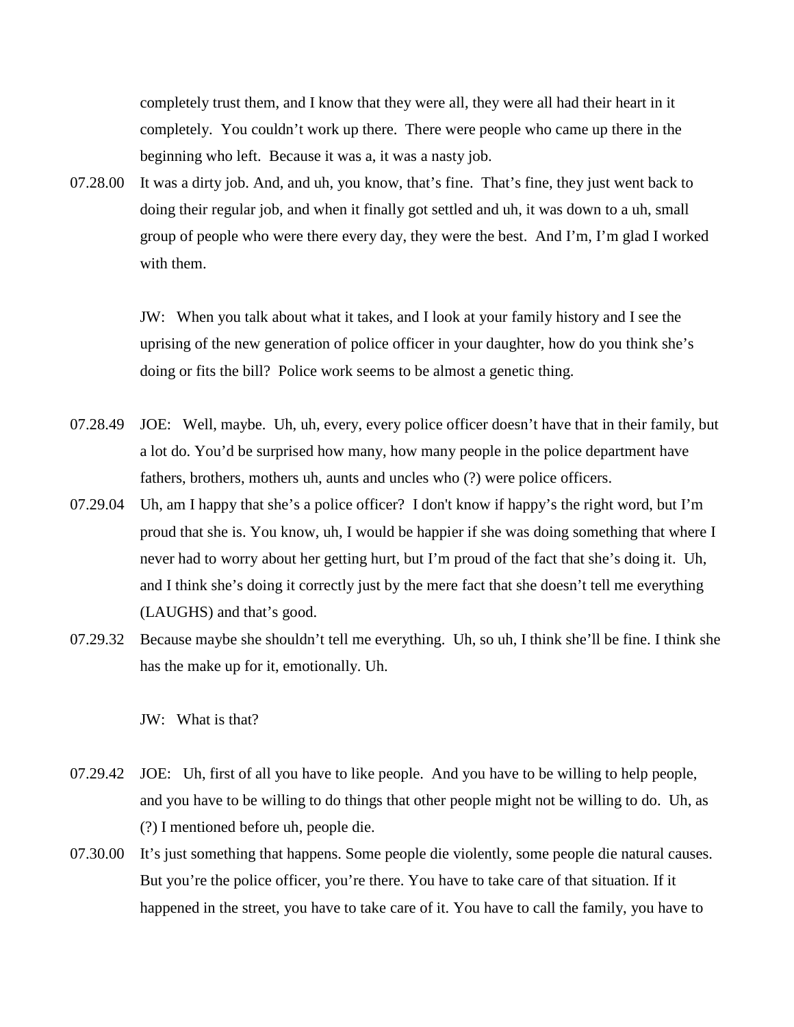completely trust them, and I know that they were all, they were all had their heart in it completely. You couldn't work up there. There were people who came up there in the beginning who left. Because it was a, it was a nasty job.

07.28.00 It was a dirty job. And, and uh, you know, that's fine. That's fine, they just went back to doing their regular job, and when it finally got settled and uh, it was down to a uh, small group of people who were there every day, they were the best. And I'm, I'm glad I worked with them.

JW: When you talk about what it takes, and I look at your family history and I see the uprising of the new generation of police officer in your daughter, how do you think she's doing or fits the bill? Police work seems to be almost a genetic thing.

07.28.49 JOE: Well, maybe. Uh, uh, every, every police officer doesn't have that in their family, but a lot do. You'd be surprised how many, how many people in the police department have fathers, brothers, mothers uh, aunts and uncles who (?) were police officers.

07.29.04 Uh, am I happy that she's a police officer? I don't know if happy's the right word, but I'm proud that she is. You know, uh, I would be happier if she was doing something that where I never had to worry about her getting hurt, but I'm proud of the fact that she's doing it. Uh, and I think she's doing it correctly just by the mere fact that she doesn't tell me everything (LAUGHS) and that's good.

07.29.32 Because maybe she shouldn't tell me everything. Uh, so uh, I think she'll be fine. I think she has the make up for it, emotionally. Uh.

JW: What is that?

07.29.42 JOE: Uh, first of all you have to like people. And you have to be willing to help people, and you have to be willing to do things that other people might not be willing to do. Uh, as (?) I mentioned before uh, people die.

07.30.00 It's just something that happens. Some people die violently, some people die natural causes. But you're the police officer, you're there. You have to take care of that situation. If it happened in the street, you have to take care of it. You have to call the family, you have to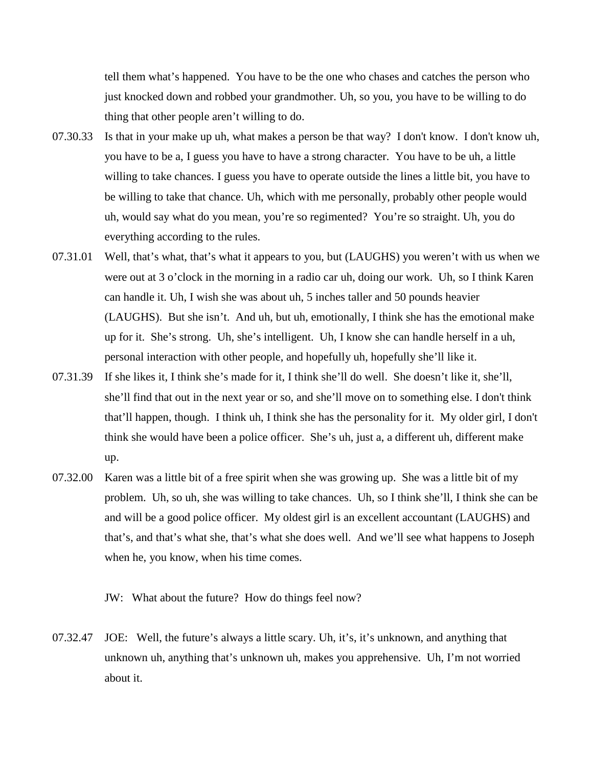tell them what's happened. You have to be the one who chases and catches the person who just knocked down and robbed your grandmother. Uh, so you, you have to be willing to do thing that other people aren't willing to do.

07.30.33 Is that in your make up uh, what makes a person be that way? I don't know. I don't know uh, you have to be a, I guess you have to have a strong character. You have to be uh, a little willing to take chances. I guess you have to operate outside the lines a little bit, you have to be willing to take that chance. Uh, which with me personally, probably other people would uh, would say what do you mean, you're so regimented? You're so straight. Uh, you do everything according to the rules.

07.31.01 Well, that's what, that's what it appears to you, but (LAUGHS) you weren't with us when we were out at 3 o'clock in the morning in a radio car uh, doing our work. Uh, so I think Karen can handle it. Uh, I wish she was about uh, 5 inches taller and 50 pounds heavier (LAUGHS). But she isn't. And uh, but uh, emotionally, I think she has the emotional make up for it. She's strong. Uh, she's intelligent. Uh, I know she can handle herself in a uh, personal interaction with other people, and hopefully uh, hopefully she'll like it.

07.31.39 If she likes it, I think she's made for it, I think she'll do well. She doesn't like it, she'll, she'll find that out in the next year or so, and she'll move on to something else. I don't think that'll happen, though. I think uh, I think she has the personality for it. My older girl, I don't think she would have been a police officer. She's uh, just a, a different uh, different make up.

07.32.00 Karen was a little bit of a free spirit when she was growing up. She was a little bit of my problem. Uh, so uh, she was willing to take chances. Uh, so I think she'll, I think she can be and will be a good police officer. My oldest girl is an excellent accountant (LAUGHS) and that's, and that's what she, that's what she does well. And we'll see what happens to Joseph when he, you know, when his time comes.

JW: What about the future? How do things feel now?

07.32.47 JOE: Well, the future's always a little scary. Uh, it's, it's unknown, and anything that unknown uh, anything that's unknown uh, makes you apprehensive. Uh, I'm not worried about it.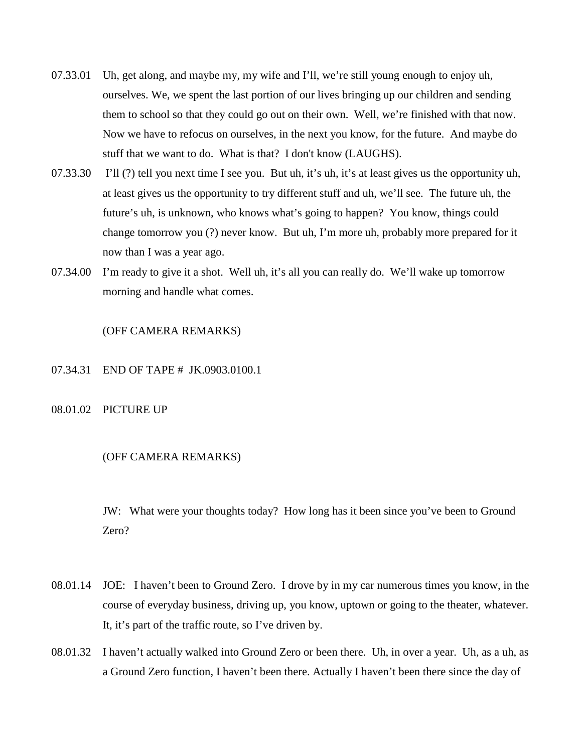07.33.01 Uh, get along, and maybe my, my wife and I'll, we're still young enough to enjoy uh, ourselves. We, we spent the last portion of our lives bringing up our children and sending them to school so that they could go out on their own. Well, we're finished with that now. Now we have to refocus on ourselves, in the next you know, for the future. And maybe do stuff that we want to do. What is that? I don't know (LAUGHS).

07.33.30 I'll (?) tell you next time I see you. But uh, it's uh, it's at least gives us the opportunity uh, at least gives us the opportunity to try different stuff and uh, we'll see. The future uh, the future's uh, is unknown, who knows what's going to happen? You know, things could change tomorrow you (?) never know. But uh, I'm more uh, probably more prepared for it now than I was a year ago.

07.34.00 I'm ready to give it a shot. Well uh, it's all you can really do. We'll wake up tomorrow morning and handle what comes.

(OFF CAMERA REMARKS)

07.34.31 END OF TAPE # JK.0903.0100.1

08.01.02 PICTURE UP

(OFF CAMERA REMARKS)

JW: What were your thoughts today? How long has it been since you've been to Ground Zero?

08.01.14 JOE: I haven't been to Ground Zero. I drove by in my car numerous times you know, in the course of everyday business, driving up, you know, uptown or going to the theater, whatever. It, it's part of the traffic route, so I've driven by.

08.01.32 I haven't actually walked into Ground Zero or been there. Uh, in over a year. Uh, as a uh, as a Ground Zero function, I haven't been there. Actually I haven't been there since the day of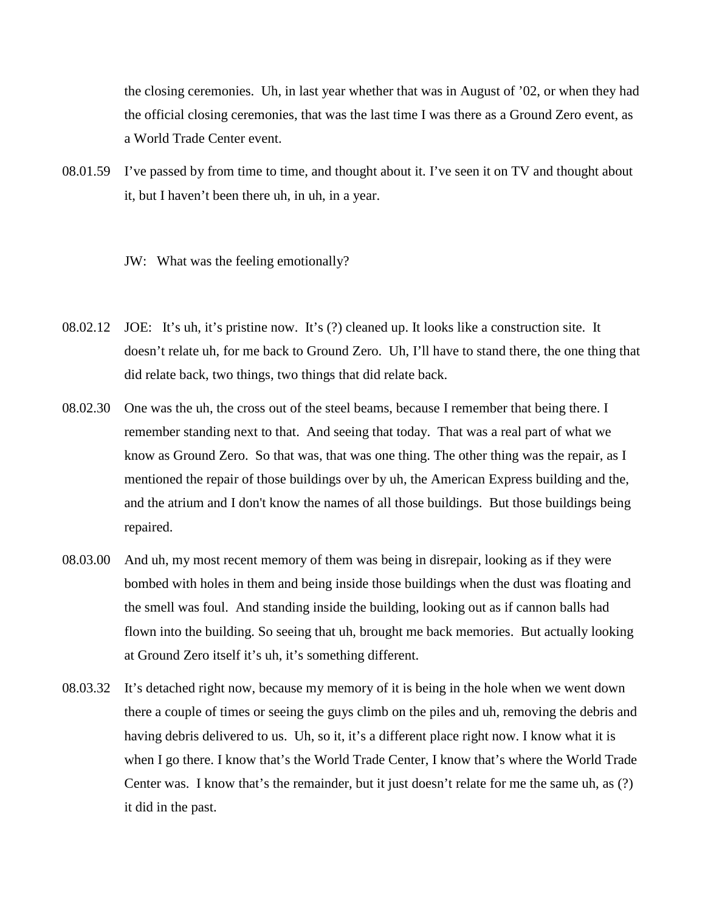the closing ceremonies. Uh, in last year whether that was in August of '02, or when they had the official closing ceremonies, that was the last time I was there as a Ground Zero event, as a World Trade Center event.

08.01.59 I've passed by from time to time, and thought about it. I've seen it on TV and thought about it, but I haven't been there uh, in uh, in a year.

JW: What was the feeling emotionally?

08.02.12 JOE: It's uh, it's pristine now. It's (?) cleaned up. It looks like a construction site. It doesn't relate uh, for me back to Ground Zero. Uh, I'll have to stand there, the one thing that did relate back, two things, two things that did relate back.

08.02.30 One was the uh, the cross out of the steel beams, because I remember that being there. I remember standing next to that. And seeing that today. That was a real part of what we know as Ground Zero. So that was, that was one thing. The other thing was the repair, as I mentioned the repair of those buildings over by uh, the American Express building and the, and the atrium and I don't know the names of all those buildings. But those buildings being repaired.

08.03.00 And uh, my most recent memory of them was being in disrepair, looking as if they were bombed with holes in them and being inside those buildings when the dust was floating and the smell was foul. And standing inside the building, looking out as if cannon balls had flown into the building. So seeing that uh, brought me back memories. But actually looking at Ground Zero itself it's uh, it's something different.

08.03.32 It's detached right now, because my memory of it is being in the hole when we went down there a couple of times or seeing the guys climb on the piles and uh, removing the debris and having debris delivered to us. Uh, so it, it's a different place right now. I know what it is when I go there. I know that's the World Trade Center, I know that's where the World Trade Center was. I know that's the remainder, but it just doesn't relate for me the same uh, as (?) it did in the past.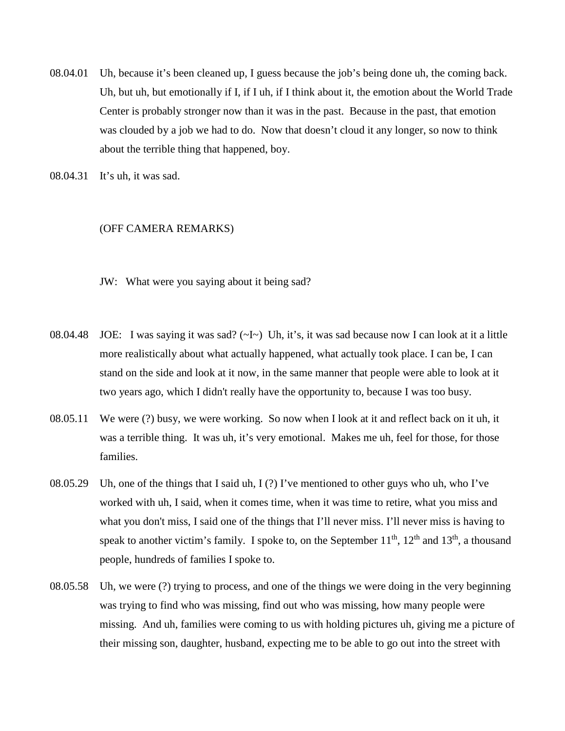08.04.01 Uh, because it's been cleaned up, I guess because the job's being done uh, the coming back. Uh, but uh, but emotionally if I, if I uh, if I think about it, the emotion about the World Trade Center is probably stronger now than it was in the past. Because in the past, that emotion was clouded by a job we had to do. Now that doesn't cloud it any longer, so now to think about the terrible thing that happened, boy.

08.04.31 It's uh, it was sad.

(OFF CAMERA REMARKS)

JW: What were you saying about it being sad?

08.04.48 JOE: I was saying it was sad? (~I~) Uh, it's, it was sad because now I can look at it a little more realistically about what actually happened, what actually took place. I can be, I can stand on the side and look at it now, in the same manner that people were able to look at it two years ago, which I didn't really have the opportunity to, because I was too busy.

08.05.11 We were (?) busy, we were working. So now when I look at it and reflect back on it uh, it was a terrible thing. It was uh, it's very emotional. Makes me uh, feel for those, for those families.

08.05.29 Uh, one of the things that I said uh, I (?) I've mentioned to other guys who uh, who I've worked with uh, I said, when it comes time, when it was time to retire, what you miss and what you don't miss, I said one of the things that I'll never miss. I'll never miss is having to speak to another victim's family. I spoke to, on the September 11th, 12th and 13th, a thousand people, hundreds of families I spoke to.

08.05.58 Uh, we were (?) trying to process, and one of the things we were doing in the very beginning was trying to find who was missing, find out who was missing, how many people were missing. And uh, families were coming to us with holding pictures uh, giving me a picture of their missing son, daughter, husband, expecting me to be able to go out into the street with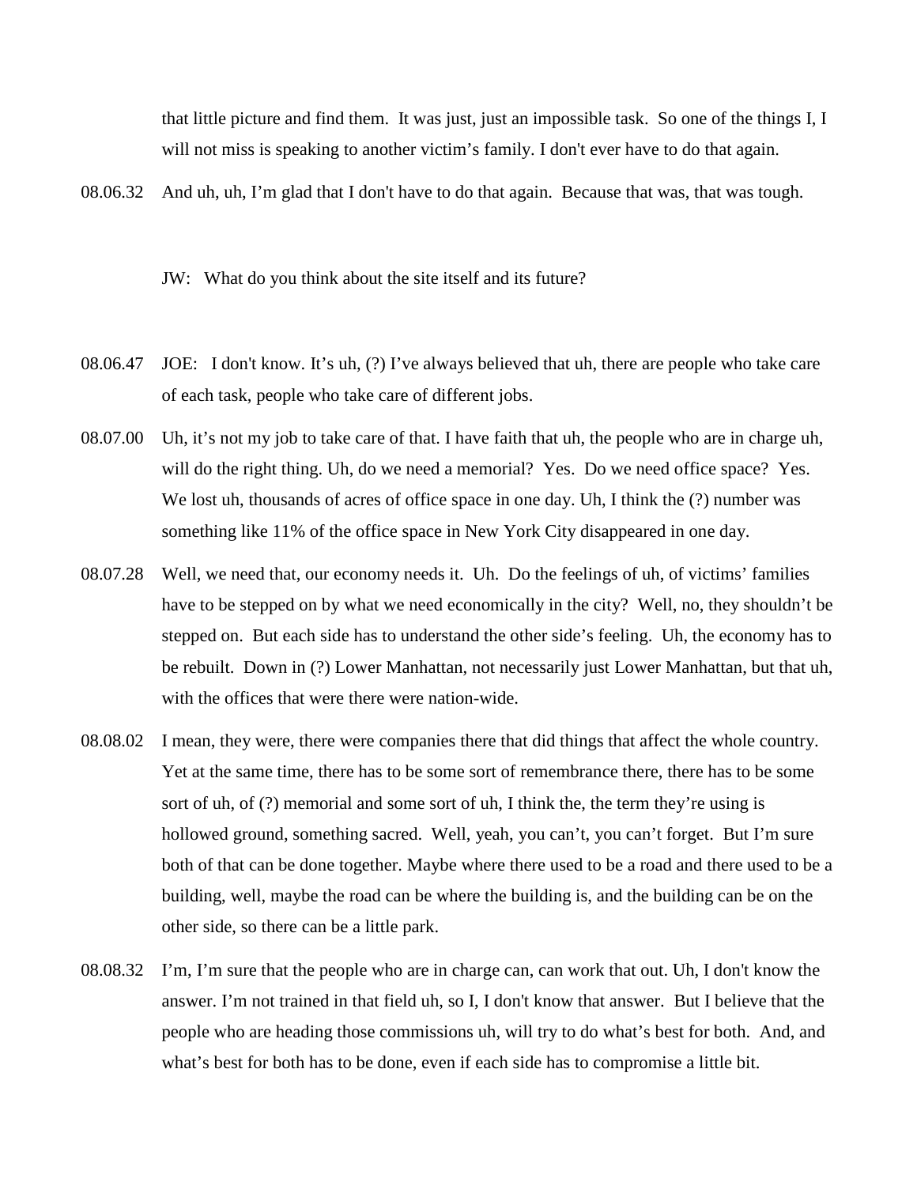that little picture and find them. It was just, just an impossible task. So one of the things I, I will not miss is speaking to another victim's family. I don't ever have to do that again.

08.06.32 And uh, uh, I'm glad that I don't have to do that again. Because that was, that was tough.

JW: What do you think about the site itself and its future?

08.06.47 JOE: I don't know. It's uh, (?) I've always believed that uh, there are people who take care of each task, people who take care of different jobs.

08.07.00 Uh, it's not my job to take care of that. I have faith that uh, the people who are in charge uh, will do the right thing. Uh, do we need a memorial? Yes. Do we need office space? Yes. We lost uh, thousands of acres of office space in one day. Uh, I think the (?) number was something like 11% of the office space in New York City disappeared in one day.

08.07.28 Well, we need that, our economy needs it. Uh. Do the feelings of uh, of victims' families have to be stepped on by what we need economically in the city? Well, no, they shouldn't be stepped on. But each side has to understand the other side's feeling. Uh, the economy has to be rebuilt. Down in (?) Lower Manhattan, not necessarily just Lower Manhattan, but that uh, with the offices that were there were nation-wide.

08.08.02 I mean, they were, there were companies there that did things that affect the whole country. Yet at the same time, there has to be some sort of remembrance there, there has to be some sort of uh, of (?) memorial and some sort of uh, I think the, the term they're using is hollowed ground, something sacred. Well, yeah, you can't, you can't forget. But I'm sure both of that can be done together. Maybe where there used to be a road and there used to be a building, well, maybe the road can be where the building is, and the building can be on the other side, so there can be a little park.

08.08.32 I'm, I'm sure that the people who are in charge can, can work that out. Uh, I don't know the answer. I'm not trained in that field uh, so I, I don't know that answer. But I believe that the people who are heading those commissions uh, will try to do what's best for both. And, and what's best for both has to be done, even if each side has to compromise a little bit.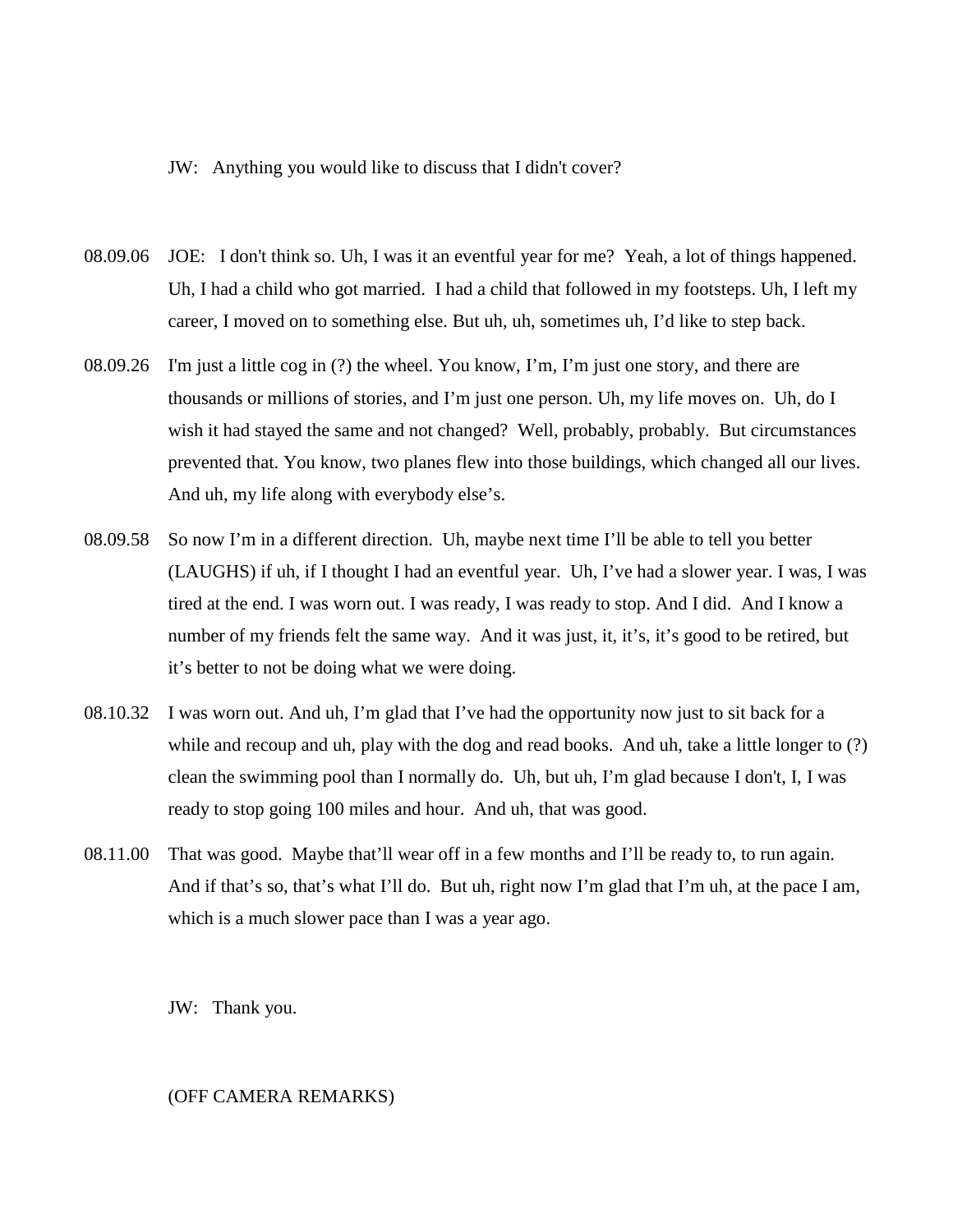JW: Anything you would like to discuss that I didn't cover?

08.09.06 JOE: I don't think so. Uh, I was it an eventful year for me? Yeah, a lot of things happened. Uh, I had a child who got married. I had a child that followed in my footsteps. Uh, I left my career, I moved on to something else. But uh, uh, sometimes uh, I'd like to step back.

08.09.26 I'm just a little cog in (?) the wheel. You know, I'm, I'm just one story, and there are thousands or millions of stories, and I'm just one person. Uh, my life moves on. Uh, do I wish it had stayed the same and not changed? Well, probably, probably. But circumstances prevented that. You know, two planes flew into those buildings, which changed all our lives. And uh, my life along with everybody else's.

08.09.58 So now I'm in a different direction. Uh, maybe next time I'll be able to tell you better (LAUGHS) if uh, if I thought I had an eventful year. Uh, I've had a slower year. I was, I was tired at the end. I was worn out. I was ready, I was ready to stop. And I did. And I know a number of my friends felt the same way. And it was just, it, it's, it's good to be retired, but it's better to not be doing what we were doing.

08.10.32 I was worn out. And uh, I'm glad that I've had the opportunity now just to sit back for a while and recoup and uh, play with the dog and read books. And uh, take a little longer to (?) clean the swimming pool than I normally do. Uh, but uh, I'm glad because I don't, I, I was ready to stop going 100 miles and hour. And uh, that was good.

08.11.00 That was good. Maybe that'll wear off in a few months and I'll be ready to, to run again. And if that's so, that's what I'll do. But uh, right now I'm glad that I'm uh, at the pace I am, which is a much slower pace than I was a year ago.

JW: Thank you.

(OFF CAMERA REMARKS)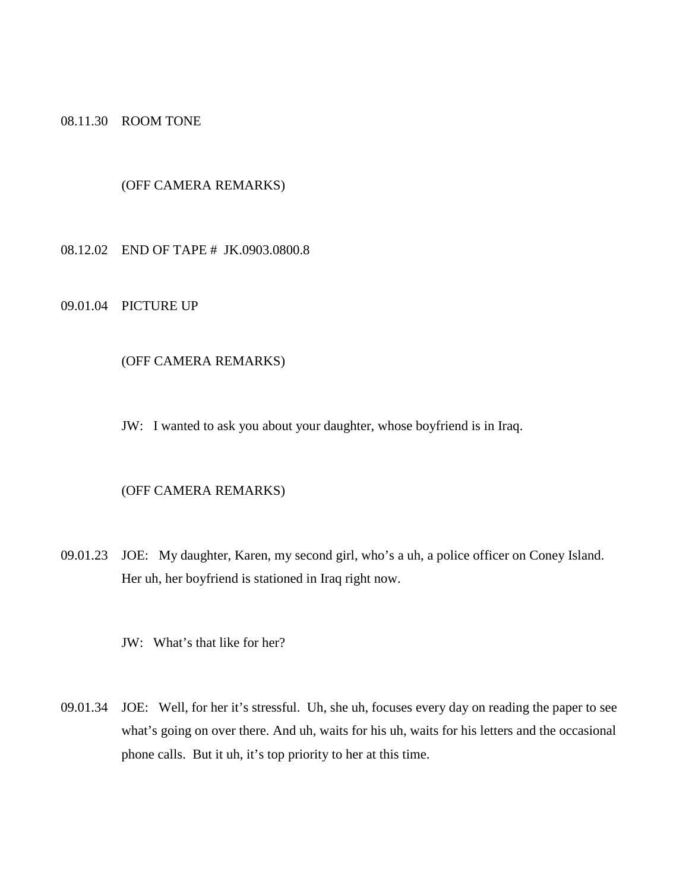08.11.30 ROOM TONE

(OFF CAMERA REMARKS)

08.12.02 END OF TAPE # JK.0903.0800.8

09.01.04 PICTURE UP

(OFF CAMERA REMARKS)

JW: I wanted to ask you about your daughter, whose boyfriend is in Iraq.

(OFF CAMERA REMARKS)

09.01.23 JOE: My daughter, Karen, my second girl, who's a uh, a police officer on Coney Island. Her uh, her boyfriend is stationed in Iraq right now.

JW: What's that like for her?

09.01.34 JOE: Well, for her it's stressful. Uh, she uh, focuses every day on reading the paper to see what's going on over there. And uh, waits for his uh, waits for his letters and the occasional phone calls. But it uh, it's top priority to her at this time.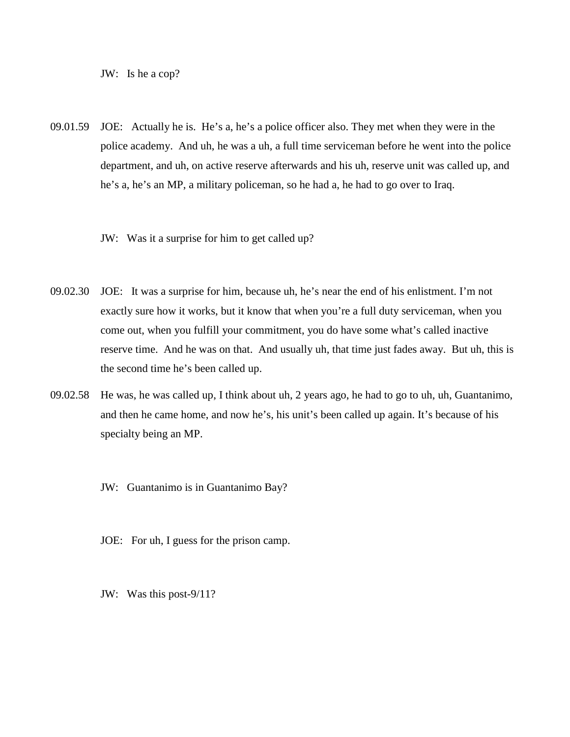JW: Is he a cop?

09.01.59 JOE: Actually he is. He's a, he's a police officer also. They met when they were in the police academy. And uh, he was a uh, a full time serviceman before he went into the police department, and uh, on active reserve afterwards and his uh, reserve unit was called up, and he's a, he's an MP, a military policeman, so he had a, he had to go over to Iraq.

JW: Was it a surprise for him to get called up?

09.02.30 JOE: It was a surprise for him, because uh, he's near the end of his enlistment. I'm not exactly sure how it works, but it know that when you're a full duty serviceman, when you come out, when you fulfill your commitment, you do have some what's called inactive reserve time. And he was on that. And usually uh, that time just fades away. But uh, this is the second time he's been called up.

09.02.58 He was, he was called up, I think about uh, 2 years ago, he had to go to uh, uh, Guantanimo, and then he came home, and now he's, his unit's been called up again. It's because of his specialty being an MP.

JW: Guantanimo is in Guantanimo Bay?

JOE: For uh, I guess for the prison camp.

JW: Was this post-9/11?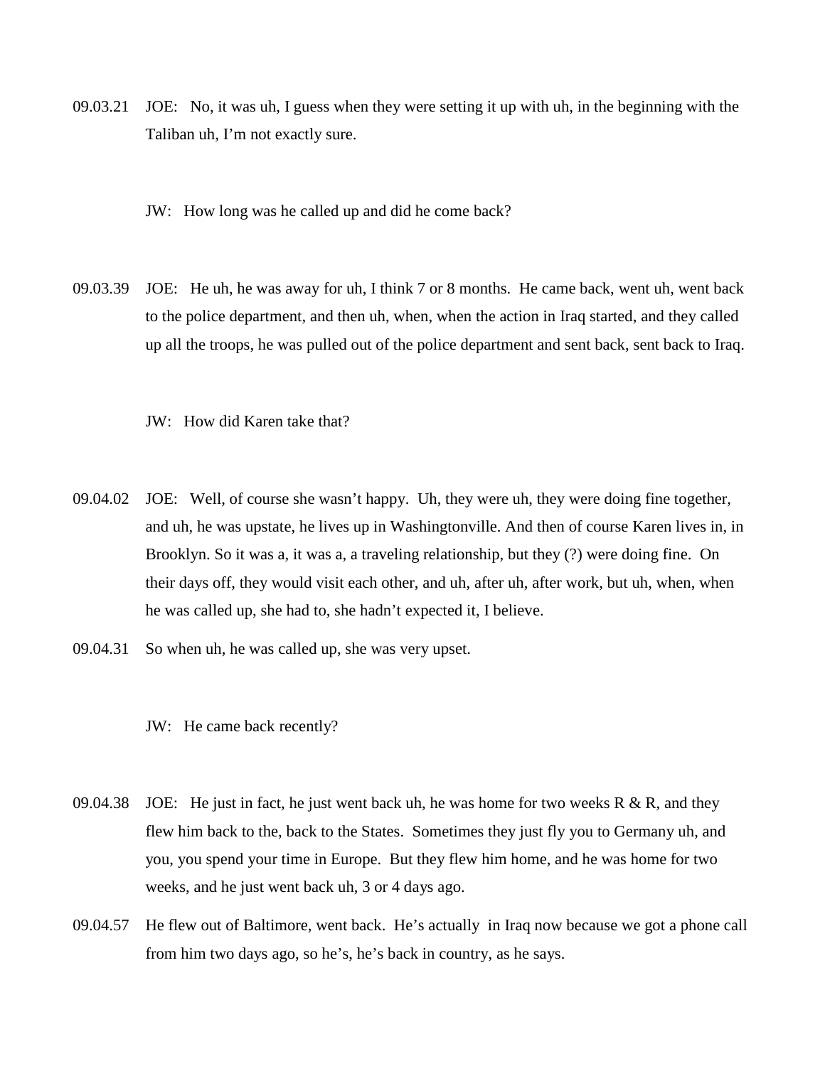09.03.21 JOE: No, it was uh, I guess when they were setting it up with uh, in the beginning with the Taliban uh, I'm not exactly sure.

JW: How long was he called up and did he come back?

09.03.39 JOE: He uh, he was away for uh, I think 7 or 8 months. He came back, went uh, went back to the police department, and then uh, when, when the action in Iraq started, and they called up all the troops, he was pulled out of the police department and sent back, sent back to Iraq.

JW: How did Karen take that?

09.04.02 JOE: Well, of course she wasn't happy. Uh, they were uh, they were doing fine together, and uh, he was upstate, he lives up in Washingtonville. And then of course Karen lives in, in Brooklyn. So it was a, it was a, a traveling relationship, but they (?) were doing fine. On their days off, they would visit each other, and uh, after uh, after work, but uh, when, when he was called up, she had to, she hadn't expected it, I believe.

09.04.31 So when uh, he was called up, she was very upset.

JW: He came back recently?

09.04.38 JOE: He just in fact, he just went back uh, he was home for two weeks R & R, and they flew him back to the, back to the States. Sometimes they just fly you to Germany uh, and you, you spend your time in Europe. But they flew him home, and he was home for two weeks, and he just went back uh, 3 or 4 days ago.

09.04.57 He flew out of Baltimore, went back. He's actually in Iraq now because we got a phone call from him two days ago, so he's, he's back in country, as he says.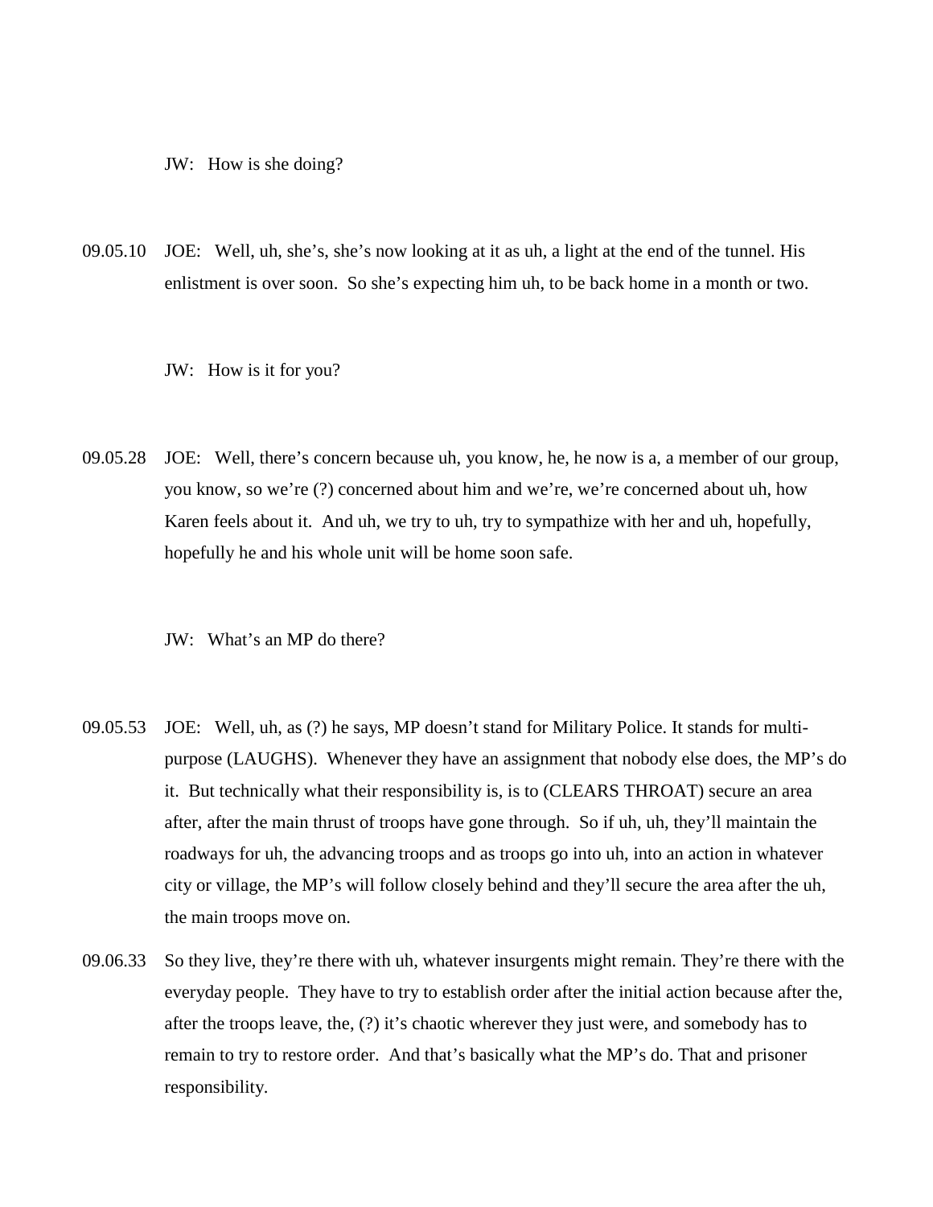JW: How is she doing?

09.05.10 JOE: Well, uh, she's, she's now looking at it as uh, a light at the end of the tunnel. His enlistment is over soon. So she's expecting him uh, to be back home in a month or two.

JW: How is it for you?

09.05.28 JOE: Well, there's concern because uh, you know, he, he now is a, a member of our group, you know, so we're (?) concerned about him and we're, we're concerned about uh, how Karen feels about it. And uh, we try to uh, try to sympathize with her and uh, hopefully, hopefully he and his whole unit will be home soon safe.

JW: What's an MP do there?

09.05.53 JOE: Well, uh, as (?) he says, MP doesn't stand for Military Police. It stands for multi-purpose (LAUGHS). Whenever they have an assignment that nobody else does, the MP's do it. But technically what their responsibility is, is to (CLEARS THROAT) secure an area after, after the main thrust of troops have gone through. So if uh, uh, they'll maintain the roadways for uh, the advancing troops and as troops go into uh, into an action in whatever city or village, the MP's will follow closely behind and they'll secure the area after the uh, the main troops move on.

09.06.33 So they live, they're there with uh, whatever insurgents might remain. They're there with the everyday people. They have to try to establish order after the initial action because after the, after the troops leave, the, (?) it's chaotic wherever they just were, and somebody has to remain to try to restore order. And that's basically what the MP's do. That and prisoner responsibility.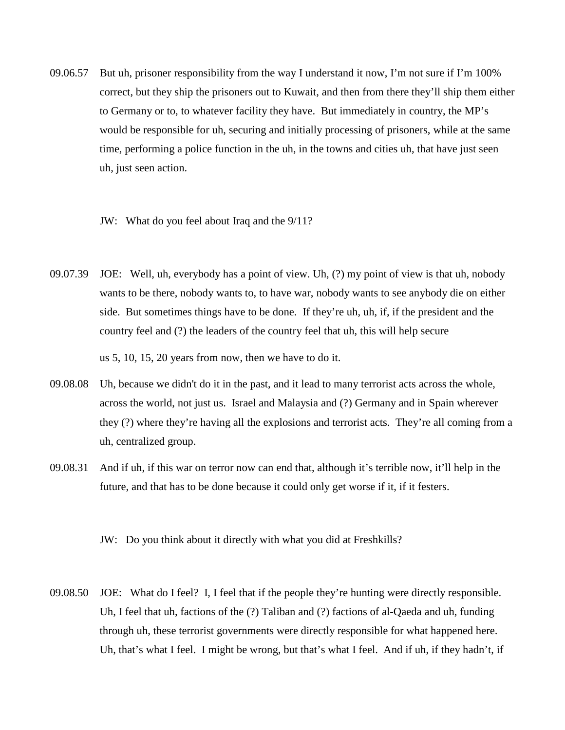09.06.57 But uh, prisoner responsibility from the way I understand it now, I'm not sure if I'm 100% correct, but they ship the prisoners out to Kuwait, and then from there they'll ship them either to Germany or to, to whatever facility they have. But immediately in country, the MP's would be responsible for uh, securing and initially processing of prisoners, while at the same time, performing a police function in the uh, in the towns and cities uh, that have just seen uh, just seen action.

JW: What do you feel about Iraq and the 9/11?

09.07.39 JOE: Well, uh, everybody has a point of view. Uh, (?) my point of view is that uh, nobody wants to be there, nobody wants to, to have war, nobody wants to see anybody die on either side. But sometimes things have to be done. If they're uh, uh, if, if the president and the country feel and (?) the leaders of the country feel that uh, this will help secure us 5, 10, 15, 20 years from now, then we have to do it.

09.08.08 Uh, because we didn't do it in the past, and it lead to many terrorist acts across the whole, across the world, not just us. Israel and Malaysia and (?) Germany and in Spain wherever they (?) where they're having all the explosions and terrorist acts. They're all coming from a uh, centralized group.

09.08.31 And if uh, if this war on terror now can end that, although it's terrible now, it'll help in the future, and that has to be done because it could only get worse if it, if it festers.

JW: Do you think about it directly with what you did at Freshkills?

09.08.50 JOE: What do I feel? I, I feel that if the people they're hunting were directly responsible. Uh, I feel that uh, factions of the (?) Taliban and (?) factions of al-Qaeda and uh, funding through uh, these terrorist governments were directly responsible for what happened here. Uh, that's what I feel. I might be wrong, but that's what I feel. And if uh, if they hadn't, if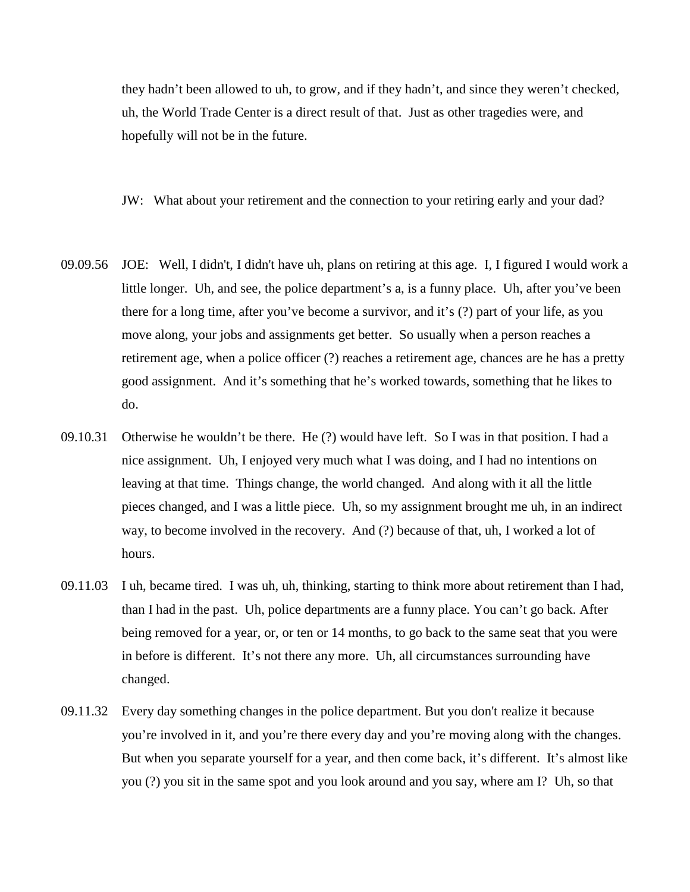they hadn't been allowed to uh, to grow, and if they hadn't, and since they weren't checked, uh, the World Trade Center is a direct result of that. Just as other tragedies were, and hopefully will not be in the future.

JW: What about your retirement and the connection to your retiring early and your dad?

09.09.56 JOE: Well, I didn't, I didn't have uh, plans on retiring at this age. I, I figured I would work a little longer. Uh, and see, the police department's a, is a funny place. Uh, after you've been there for a long time, after you've become a survivor, and it's (?) part of your life, as you move along, your jobs and assignments get better. So usually when a person reaches a retirement age, when a police officer (?) reaches a retirement age, chances are he has a pretty good assignment. And it's something that he's worked towards, something that he likes to do.

09.10.31 Otherwise he wouldn't be there. He (?) would have left. So I was in that position. I had a nice assignment. Uh, I enjoyed very much what I was doing, and I had no intentions on leaving at that time. Things change, the world changed. And along with it all the little pieces changed, and I was a little piece. Uh, so my assignment brought me uh, in an indirect way, to become involved in the recovery. And (?) because of that, uh, I worked a lot of hours.

09.11.03 I uh, became tired. I was uh, uh, thinking, starting to think more about retirement than I had, than I had in the past. Uh, police departments are a funny place. You can't go back. After being removed for a year, or, or ten or 14 months, to go back to the same seat that you were in before is different. It's not there any more. Uh, all circumstances surrounding have changed.

09.11.32 Every day something changes in the police department. But you don't realize it because you're involved in it, and you're there every day and you're moving along with the changes. But when you separate yourself for a year, and then come back, it's different. It's almost like you (?) you sit in the same spot and you look around and you say, where am I? Uh, so that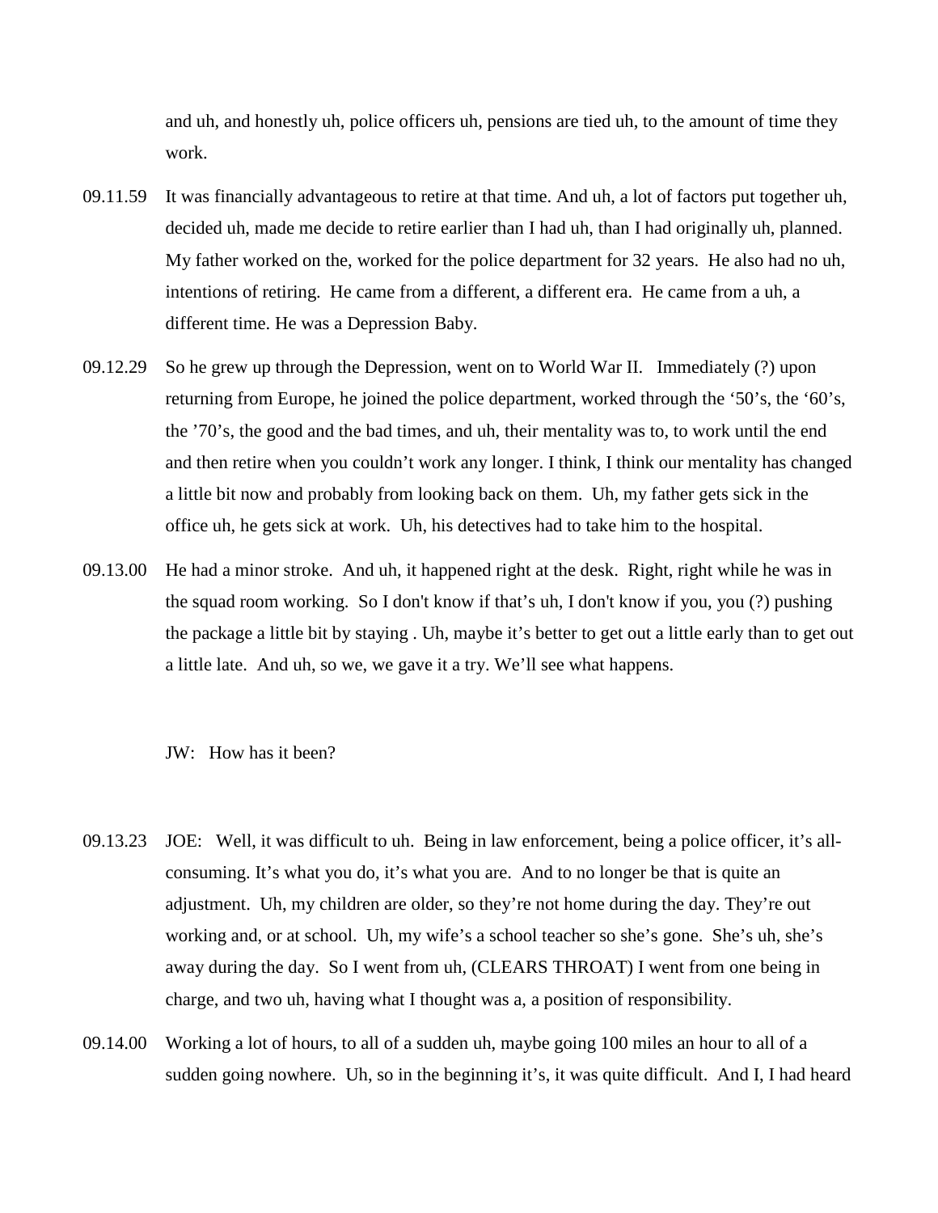and uh, and honestly uh, police officers uh, pensions are tied uh, to the amount of time they work.

09.11.59 It was financially advantageous to retire at that time. And uh, a lot of factors put together uh, decided uh, made me decide to retire earlier than I had uh, than I had originally uh, planned. My father worked on the, worked for the police department for 32 years. He also had no uh, intentions of retiring. He came from a different, a different era. He came from a uh, a different time. He was a Depression Baby.

09.12.29 So he grew up through the Depression, went on to World War II. Immediately (?) upon returning from Europe, he joined the police department, worked through the '50's, the '60's, the '70's, the good and the bad times, and uh, their mentality was to, to work until the end and then retire when you couldn't work any longer. I think, I think our mentality has changed a little bit now and probably from looking back on them. Uh, my father gets sick in the office uh, he gets sick at work. Uh, his detectives had to take him to the hospital.

09.13.00 He had a minor stroke. And uh, it happened right at the desk. Right, right while he was in the squad room working. So I don't know if that's uh, I don't know if you, you (?) pushing the package a little bit by staying . Uh, maybe it's better to get out a little early than to get out a little late. And uh, so we, we gave it a try. We'll see what happens.

JW: How has it been?

09.13.23 JOE: Well, it was difficult to uh. Being in law enforcement, being a police officer, it's all-consuming. It's what you do, it's what you are. And to no longer be that is quite an adjustment. Uh, my children are older, so they're not home during the day. They're out working and, or at school. Uh, my wife's a school teacher so she's gone. She's uh, she's away during the day. So I went from uh, (CLEARS THROAT) I went from one being in charge, and two uh, having what I thought was a, a position of responsibility.

09.14.00 Working a lot of hours, to all of a sudden uh, maybe going 100 miles an hour to all of a sudden going nowhere. Uh, so in the beginning it's, it was quite difficult. And I, I had heard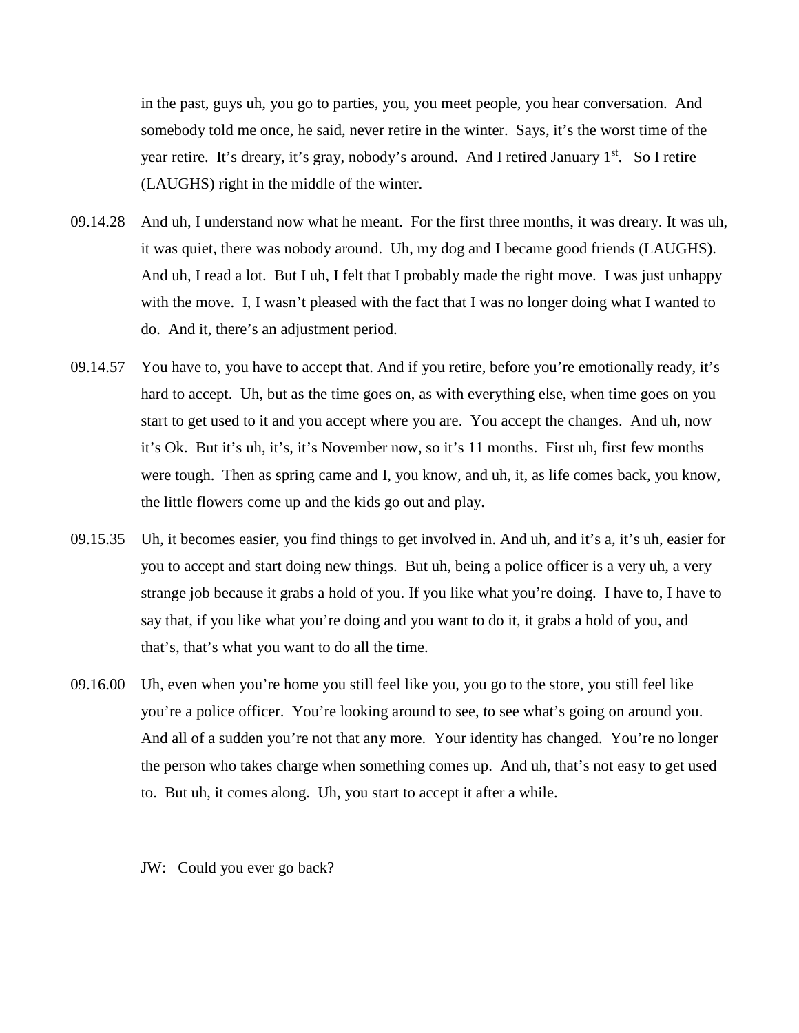in the past, guys uh, you go to parties, you, you meet people, you hear conversation. And somebody told me once, he said, never retire in the winter. Says, it's the worst time of the year retire. It's dreary, it's gray, nobody's around. And I retired January 1st. So I retire (LAUGHS) right in the middle of the winter.

09.14.28 And uh, I understand now what he meant. For the first three months, it was dreary. It was uh, it was quiet, there was nobody around. Uh, my dog and I became good friends (LAUGHS). And uh, I read a lot. But I uh, I felt that I probably made the right move. I was just unhappy with the move. I, I wasn't pleased with the fact that I was no longer doing what I wanted to do. And it, there's an adjustment period.

09.14.57 You have to, you have to accept that. And if you retire, before you're emotionally ready, it's hard to accept. Uh, but as the time goes on, as with everything else, when time goes on you start to get used to it and you accept where you are. You accept the changes. And uh, now it's Ok. But it's uh, it's, it's November now, so it's 11 months. First uh, first few months were tough. Then as spring came and I, you know, and uh, it, as life comes back, you know, the little flowers come up and the kids go out and play.

09.15.35 Uh, it becomes easier, you find things to get involved in. And uh, and it's a, it's uh, easier for you to accept and start doing new things. But uh, being a police officer is a very uh, a very strange job because it grabs a hold of you. If you like what you're doing. I have to, I have to say that, if you like what you're doing and you want to do it, it grabs a hold of you, and that's, that's what you want to do all the time.

09.16.00 Uh, even when you're home you still feel like you, you go to the store, you still feel like you're a police officer. You're looking around to see, to see what's going on around you. And all of a sudden you're not that any more. Your identity has changed. You're no longer the person who takes charge when something comes up. And uh, that's not easy to get used to. But uh, it comes along. Uh, you start to accept it after a while.

JW: Could you ever go back?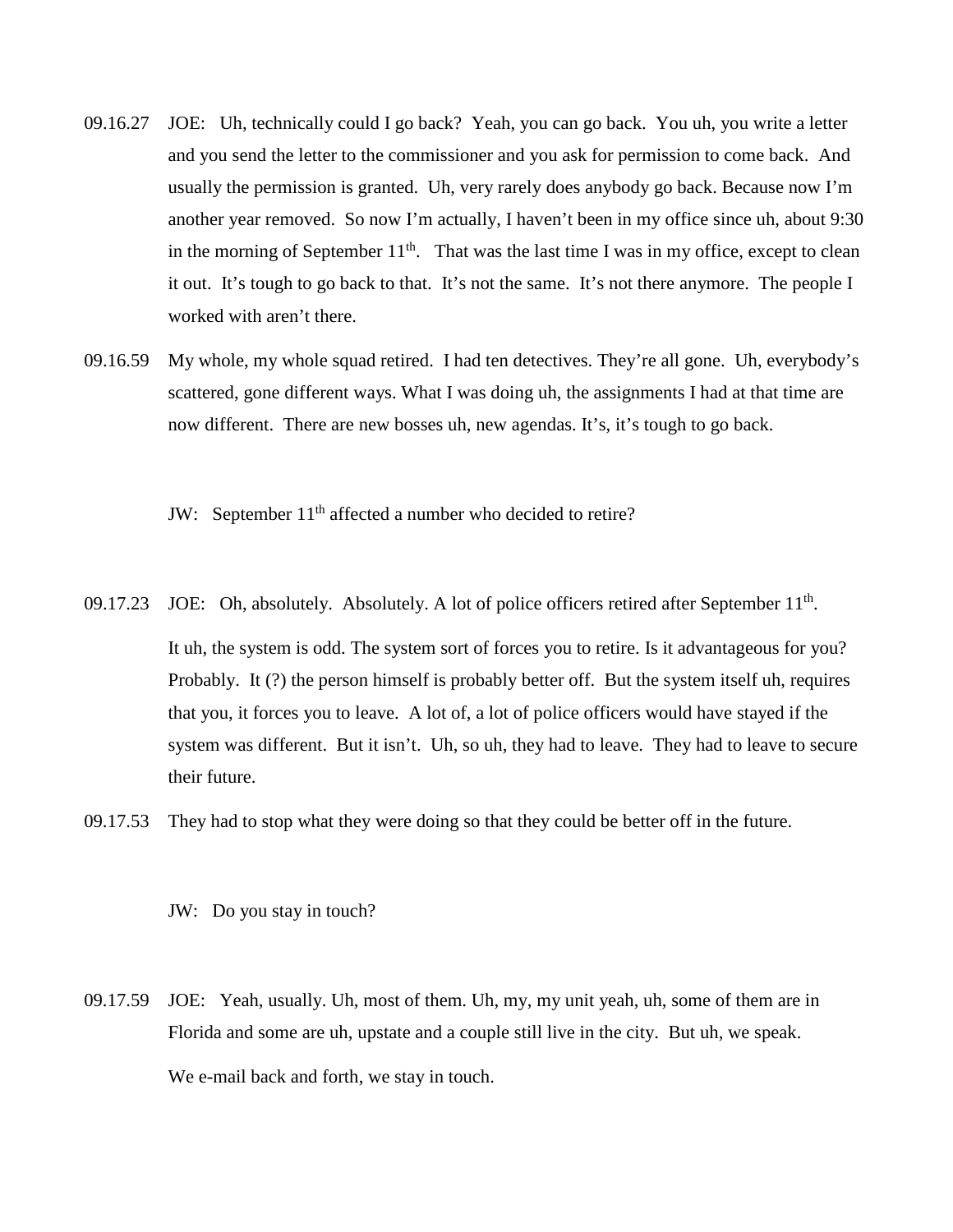09.16.27 JOE: Uh, technically could I go back? Yeah, you can go back. You uh, you write a letter and you send the letter to the commissioner and you ask for permission to come back. And usually the permission is granted. Uh, very rarely does anybody go back. Because now I'm another year removed. So now I'm actually, I haven't been in my office since uh, about 9:30 in the morning of September 11th. That was the last time I was in my office, except to clean it out. It's tough to go back to that. It's not the same. It's not there anymore. The people I worked with aren't there.

09.16.59 My whole, my whole squad retired. I had ten detectives. They're all gone. Uh, everybody's scattered, gone different ways. What I was doing uh, the assignments I had at that time are now different. There are new bosses uh, new agendas. It's, it's tough to go back.

JW: September 11th affected a number who decided to retire?

09.17.23 JOE: Oh, absolutely. Absolutely. A lot of police officers retired after September 11th.

It uh, the system is odd. The system sort of forces you to retire. Is it advantageous for you? Probably. It (?) the person himself is probably better off. But the system itself uh, requires that you, it forces you to leave. A lot of, a lot of police officers would have stayed if the system was different. But it isn't. Uh, so uh, they had to leave. They had to leave to secure their future.

09.17.53 They had to stop what they were doing so that they could be better off in the future.

JW: Do you stay in touch?

09.17.59 JOE: Yeah, usually. Uh, most of them. Uh, my, my unit yeah, uh, some of them are in Florida and some are uh, upstate and a couple still live in the city. But uh, we speak.

We e-mail back and forth, we stay in touch.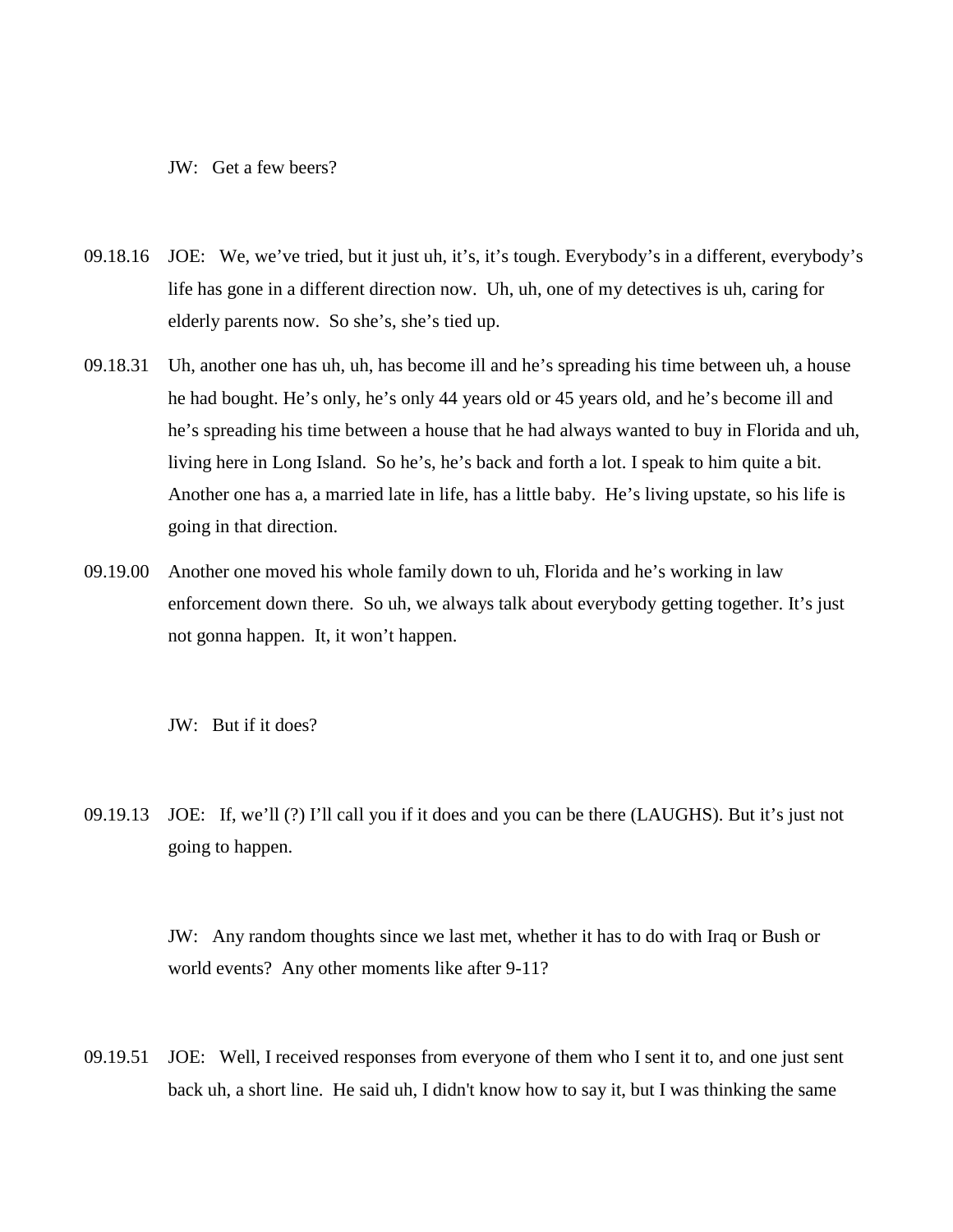JW: Get a few beers?

09.18.16 JOE: We, we've tried, but it just uh, it's, it's tough. Everybody's in a different, everybody's life has gone in a different direction now. Uh, uh, one of my detectives is uh, caring for elderly parents now. So she's, she's tied up.

09.18.31 Uh, another one has uh, uh, has become ill and he's spreading his time between uh, a house he had bought. He's only, he's only 44 years old or 45 years old, and he's become ill and he's spreading his time between a house that he had always wanted to buy in Florida and uh, living here in Long Island. So he's, he's back and forth a lot. I speak to him quite a bit. Another one has a, a married late in life, has a little baby. He's living upstate, so his life is going in that direction.

09.19.00 Another one moved his whole family down to uh, Florida and he's working in law enforcement down there. So uh, we always talk about everybody getting together. It's just not gonna happen. It, it won't happen.

JW: But if it does?

09.19.13 JOE: If, we'll (?) I'll call you if it does and you can be there (LAUGHS). But it's just not going to happen.

JW: Any random thoughts since we last met, whether it has to do with Iraq or Bush or world events? Any other moments like after 9-11?

09.19.51 JOE: Well, I received responses from everyone of them who I sent it to, and one just sent back uh, a short line. He said uh, I didn't know how to say it, but I was thinking the same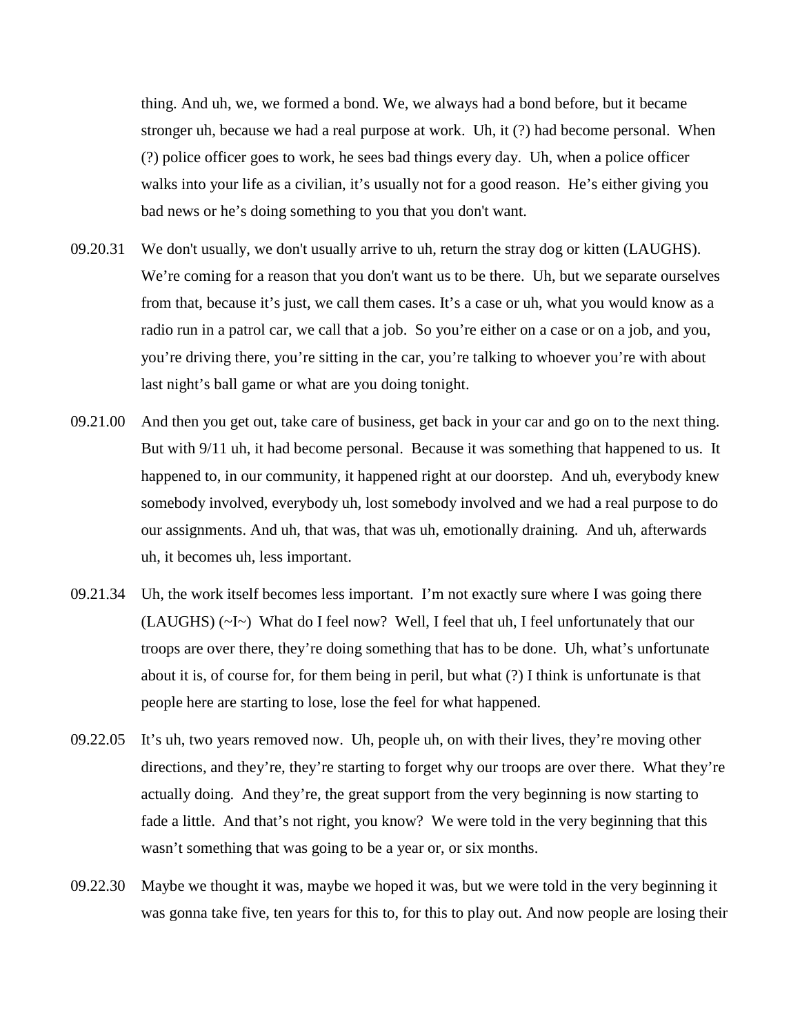thing. And uh, we, we formed a bond. We, we always had a bond before, but it became stronger uh, because we had a real purpose at work. Uh, it (?) had become personal. When (?) police officer goes to work, he sees bad things every day. Uh, when a police officer walks into your life as a civilian, it's usually not for a good reason. He's either giving you bad news or he's doing something to you that you don't want.

09.20.31 We don't usually, we don't usually arrive to uh, return the stray dog or kitten (LAUGHS). We're coming for a reason that you don't want us to be there. Uh, but we separate ourselves from that, because it's just, we call them cases. It's a case or uh, what you would know as a radio run in a patrol car, we call that a job. So you're either on a case or on a job, and you, you're driving there, you're sitting in the car, you're talking to whoever you're with about last night's ball game or what are you doing tonight.

09.21.00 And then you get out, take care of business, get back in your car and go on to the next thing. But with 9/11 uh, it had become personal. Because it was something that happened to us. It happened to, in our community, it happened right at our doorstep. And uh, everybody knew somebody involved, everybody uh, lost somebody involved and we had a real purpose to do our assignments. And uh, that was, that was uh, emotionally draining. And uh, afterwards uh, it becomes uh, less important.

09.21.34 Uh, the work itself becomes less important. I'm not exactly sure where I was going there (LAUGHS) (~I~) What do I feel now? Well, I feel that uh, I feel unfortunately that our troops are over there, they're doing something that has to be done. Uh, what's unfortunate about it is, of course for, for them being in peril, but what (?) I think is unfortunate is that people here are starting to lose, lose the feel for what happened.

09.22.05 It's uh, two years removed now. Uh, people uh, on with their lives, they're moving other directions, and they're, they're starting to forget why our troops are over there. What they're actually doing. And they're, the great support from the very beginning is now starting to fade a little. And that's not right, you know? We were told in the very beginning that this wasn't something that was going to be a year or, or six months.

09.22.30 Maybe we thought it was, maybe we hoped it was, but we were told in the very beginning it was gonna take five, ten years for this to, for this to play out. And now people are losing their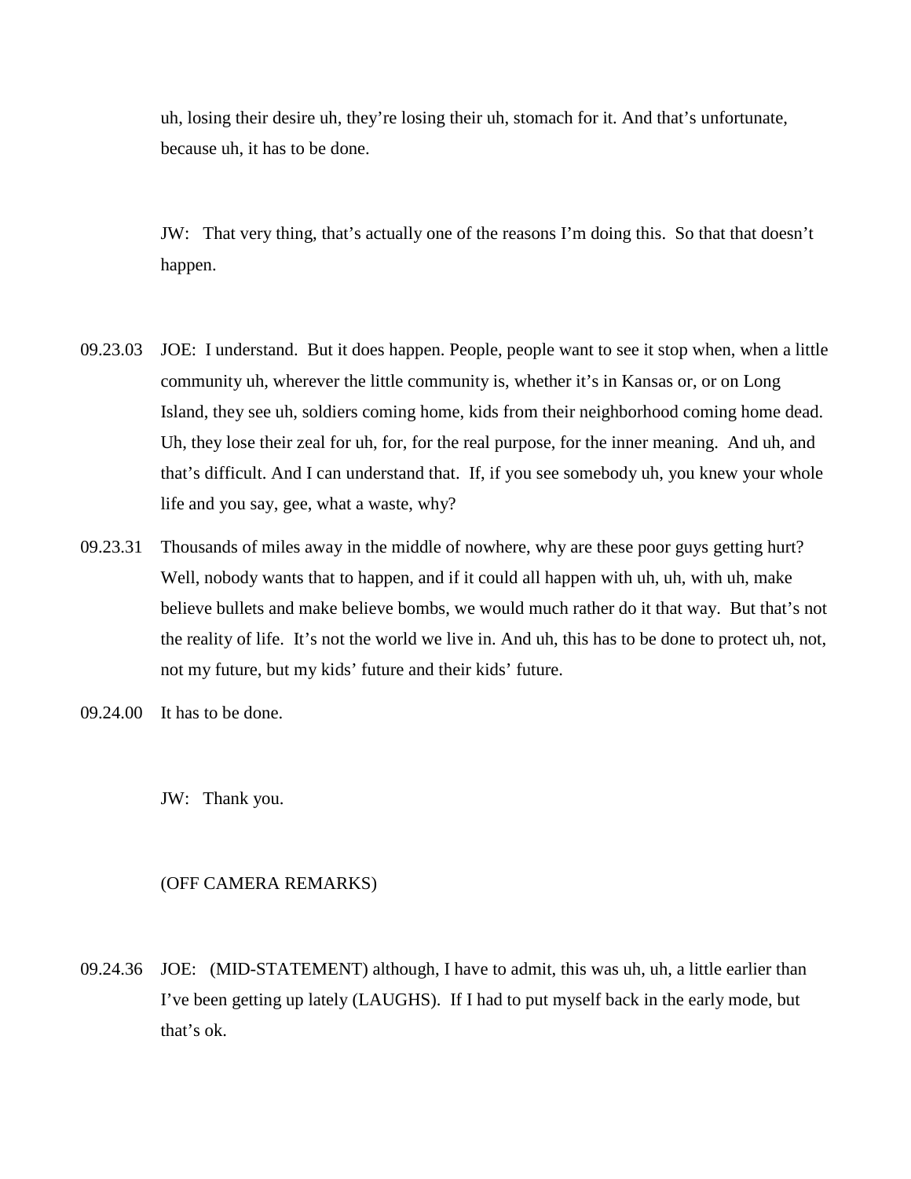uh, losing their desire uh, they're losing their uh, stomach for it. And that's unfortunate, because uh, it has to be done.

JW: That very thing, that's actually one of the reasons I'm doing this. So that that doesn't happen.

09.23.03 JOE: I understand. But it does happen. People, people want to see it stop when, when a little community uh, wherever the little community is, whether it's in Kansas or, or on Long Island, they see uh, soldiers coming home, kids from their neighborhood coming home dead. Uh, they lose their zeal for uh, for, for the real purpose, for the inner meaning. And uh, and that's difficult. And I can understand that. If, if you see somebody uh, you knew your whole life and you say, gee, what a waste, why?

09.23.31 Thousands of miles away in the middle of nowhere, why are these poor guys getting hurt? Well, nobody wants that to happen, and if it could all happen with uh, uh, with uh, make believe bullets and make believe bombs, we would much rather do it that way. But that's not the reality of life. It's not the world we live in. And uh, this has to be done to protect uh, not, not my future, but my kids' future and their kids' future.

09.24.00 It has to be done.

JW: Thank you.

(OFF CAMERA REMARKS)

09.24.36 JOE: (MID-STATEMENT) although, I have to admit, this was uh, uh, a little earlier than I've been getting up lately (LAUGHS). If I had to put myself back in the early mode, but that's ok.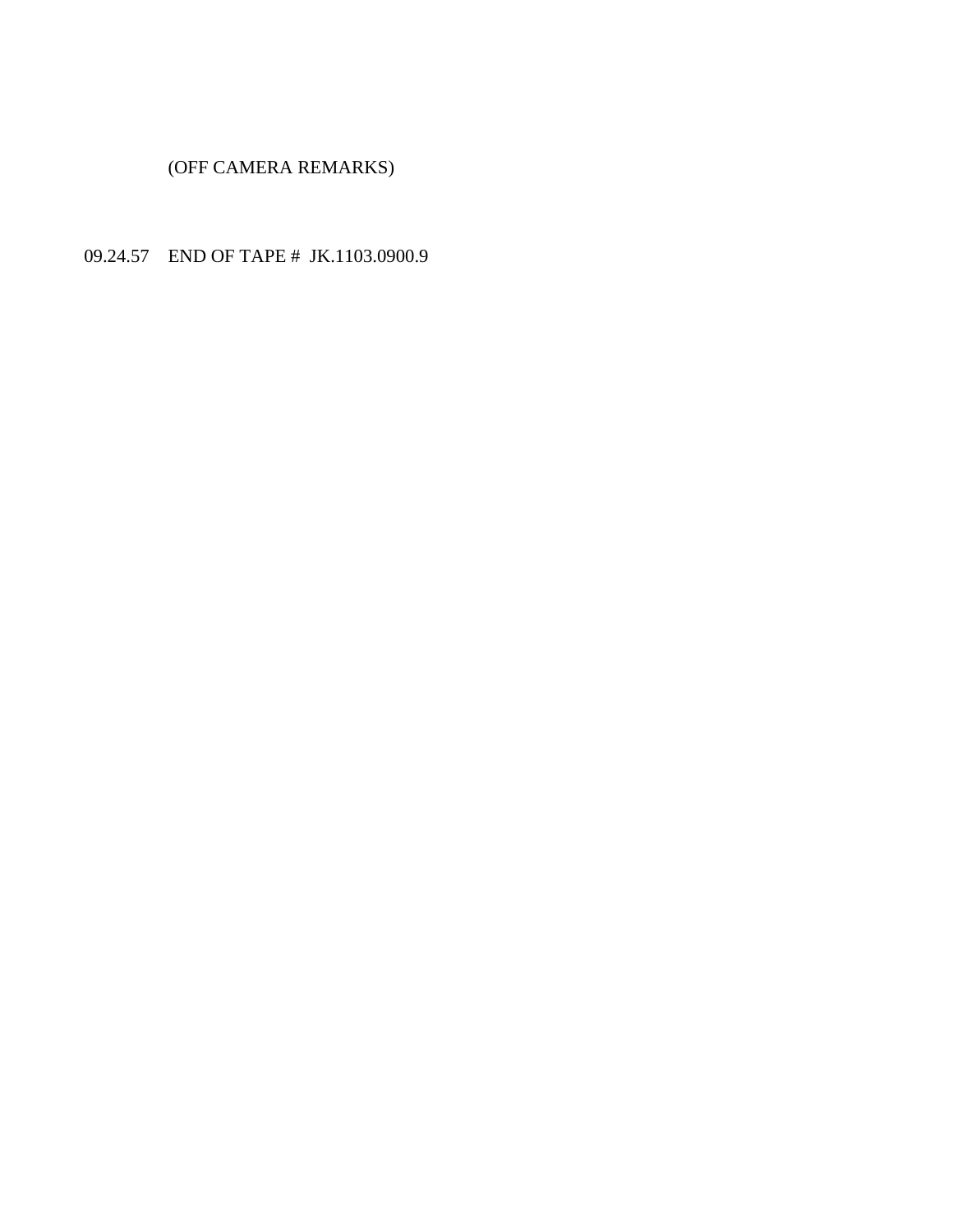(OFF CAMERA REMARKS)

09.24.57 END OF TAPE # JK.1103.0900.9